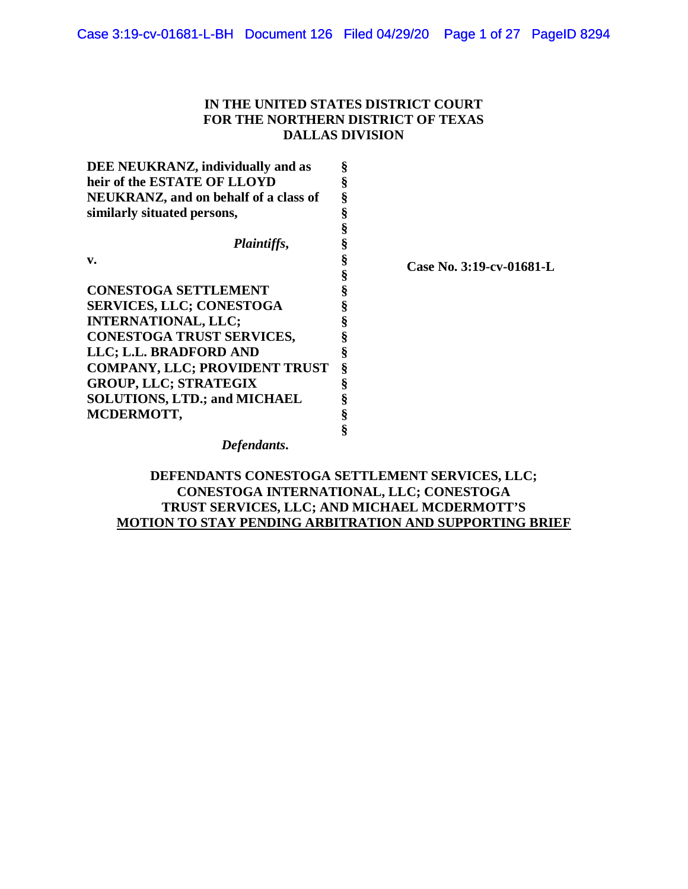**IN THE UNITED STATES DISTRICT COURT**
**FOR THE NORTHERN DISTRICT OF TEXAS**
**DALLAS DIVISION**

| | | |
|---|---|---|
| **DEE NEUKRANZ, individually and as heir of the ESTATE OF LLOYD NEUKRANZ, and on behalf of a class of similarly situated persons,** | § | |
| ***Plaintiffs*,** | § | |
| **v.** | § | **Case No. 3:19-cv-01681-L** |
| **CONESTOGA SETTLEMENT SERVICES, LLC; CONESTOGA INTERNATIONAL, LLC; CONESTOGA TRUST SERVICES, LLC; L.L. BRADFORD AND COMPANY, LLC; PROVIDENT TRUST GROUP, LLC; STRATEGIX SOLUTIONS, LTD.; and MICHAEL MCDERMOTT,** | § | |
| ***Defendants*.** | § | |

**DEFENDANTS CONESTOGA SETTLEMENT SERVICES, LLC; CONESTOGA INTERNATIONAL, LLC; CONESTOGA TRUST SERVICES, LLC; AND MICHAEL MCDERMOTT'S MOTION TO STAY PENDING ARBITRATION AND SUPPORTING BRIEF**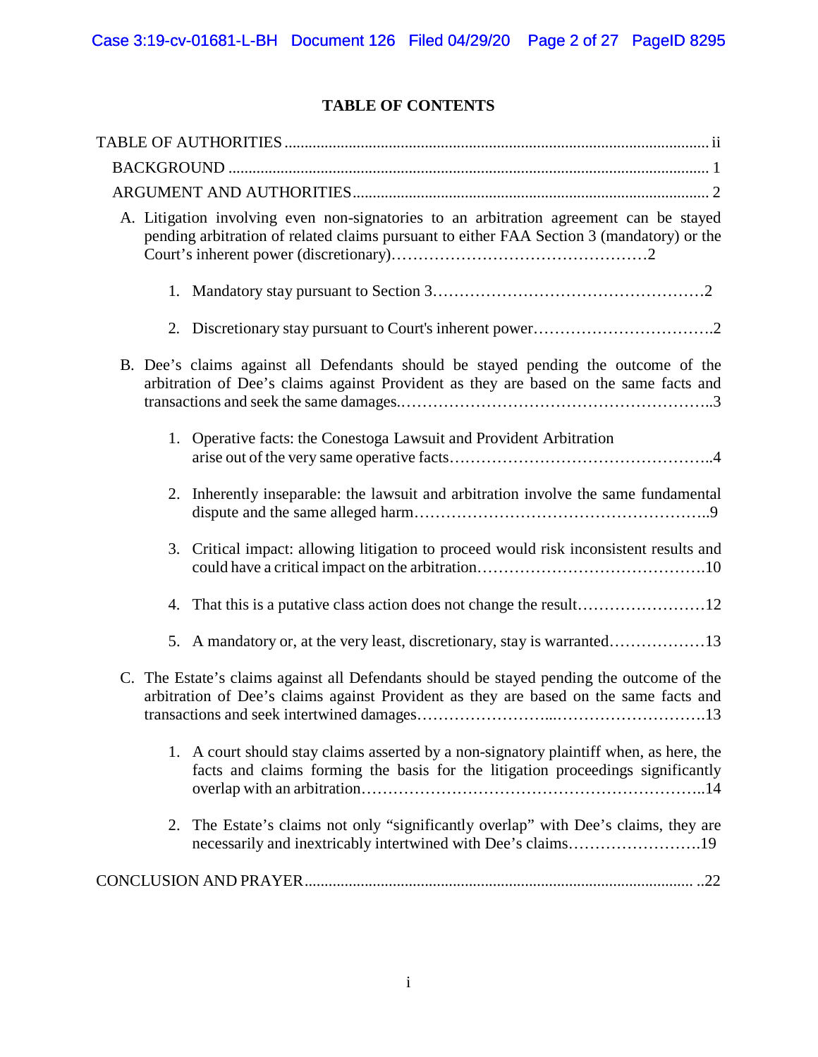# TABLE OF CONTENTS

TABLE OF AUTHORITIES ........................................................................................................ ii

BACKGROUND ........................................................................................................ 1

ARGUMENT AND AUTHORITIES........................................................................................ 2

A. Litigation involving even non-signatories to an arbitration agreement can be stayed pending arbitration of related claims pursuant to either FAA Section 3 (mandatory) or the Court's inherent power (discretionary)……………………………………………2

   1. Mandatory stay pursuant to Section 3……………………………………………2

   2. Discretionary stay pursuant to Court's inherent power…………………………….2

B. Dee's claims against all Defendants should be stayed pending the outcome of the arbitration of Dee's claims against Provident as they are based on the same facts and transactions and seek the same damages.…………………………………………………..3

   1. Operative facts: the Conestoga Lawsuit and Provident Arbitration arise out of the very same operative facts…………………………………………..4

   2. Inherently inseparable: the lawsuit and arbitration involve the same fundamental dispute and the same alleged harm………………………………………………..9

   3. Critical impact: allowing litigation to proceed would risk inconsistent results and could have a critical impact on the arbitration…………………………………….10

   4. That this is a putative class action does not change the result……………………12

   5. A mandatory or, at the very least, discretionary, stay is warranted………………13

C. The Estate's claims against all Defendants should be stayed pending the outcome of the arbitration of Dee's claims against Provident as they are based on the same facts and transactions and seek intertwined damages……………………...……………………….13

   1. A court should stay claims asserted by a non-signatory plaintiff when, as here, the facts and claims forming the basis for the litigation proceedings significantly overlap with an arbitration…………………………………………………………..14

   2. The Estate's claims not only "significantly overlap" with Dee's claims, they are necessarily and inextricably intertwined with Dee's claims……………………19

CONCLUSION AND PRAYER................................................................................................ ..22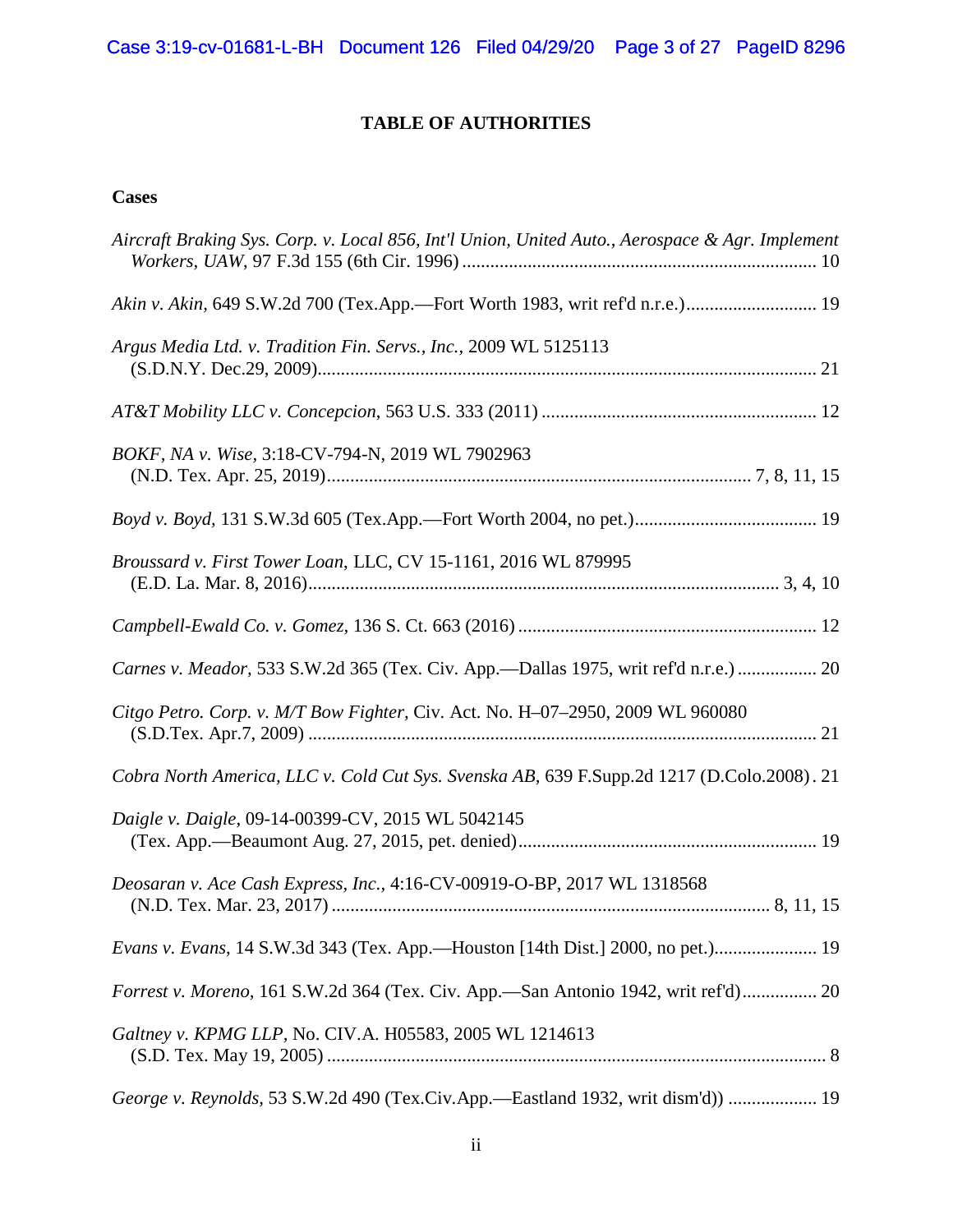# TABLE OF AUTHORITIES

## Cases

*Aircraft Braking Sys. Corp. v. Local 856, Int'l Union, United Auto., Aerospace & Agr. Implement Workers, UAW*, 97 F.3d 155 (6th Cir. 1996) ........................................................................... 10

*Akin v. Akin*, 649 S.W.2d 700 (Tex.App.—Fort Worth 1983, writ ref'd n.r.e.)............................ 19

*Argus Media Ltd. v. Tradition Fin. Servs., Inc.*, 2009 WL 5125113 (S.D.N.Y. Dec.29, 2009)........................................................................................................... 21

*AT&T Mobility LLC v. Concepcion*, 563 U.S. 333 (2011) ........................................................... 12

*BOKF, NA v. Wise*, 3:18-CV-794-N, 2019 WL 7902963 (N.D. Tex. Apr. 25, 2019)........................................................................................... 7, 8, 11, 15

*Boyd v. Boyd*, 131 S.W.3d 605 (Tex.App.—Fort Worth 2004, no pet.)....................................... 19

*Broussard v. First Tower Loan*, LLC, CV 15-1161, 2016 WL 879995 (E.D. La. Mar. 8, 2016)..................................................................................................... 3, 4, 10

*Campbell-Ewald Co. v. Gomez*, 136 S. Ct. 663 (2016) ................................................................ 12

*Carnes v. Meador*, 533 S.W.2d 365 (Tex. Civ. App.—Dallas 1975, writ ref'd n.r.e.) ................. 20

*Citgo Petro. Corp. v. M/T Bow Fighter*, Civ. Act. No. H–07–2950, 2009 WL 960080 (S.D.Tex. Apr.7, 2009) ............................................................................................................ 21

*Cobra North America, LLC v. Cold Cut Sys. Svenska AB*, 639 F.Supp.2d 1217 (D.Colo.2008) . 21

*Daigle v. Daigle*, 09-14-00399-CV, 2015 WL 5042145 (Tex. App.—Beaumont Aug. 27, 2015, pet. denied)................................................................ 19

*Deosaran v. Ace Cash Express, Inc.*, 4:16-CV-00919-O-BP, 2017 WL 1318568 (N.D. Tex. Mar. 23, 2017) ............................................................................................. 8, 11, 15

*Evans v. Evans*, 14 S.W.3d 343 (Tex. App.—Houston [14th Dist.] 2000, no pet.)...................... 19

*Forrest v. Moreno*, 161 S.W.2d 364 (Tex. Civ. App.—San Antonio 1942, writ ref'd)................ 20

*Galtney v. KPMG LLP*, No. CIV.A. H05583, 2005 WL 1214613 (S.D. Tex. May 19, 2005) .......................................................................................................... 8

*George v. Reynolds*, 53 S.W.2d 490 (Tex.Civ.App.—Eastland 1932, writ dism'd)) ................... 19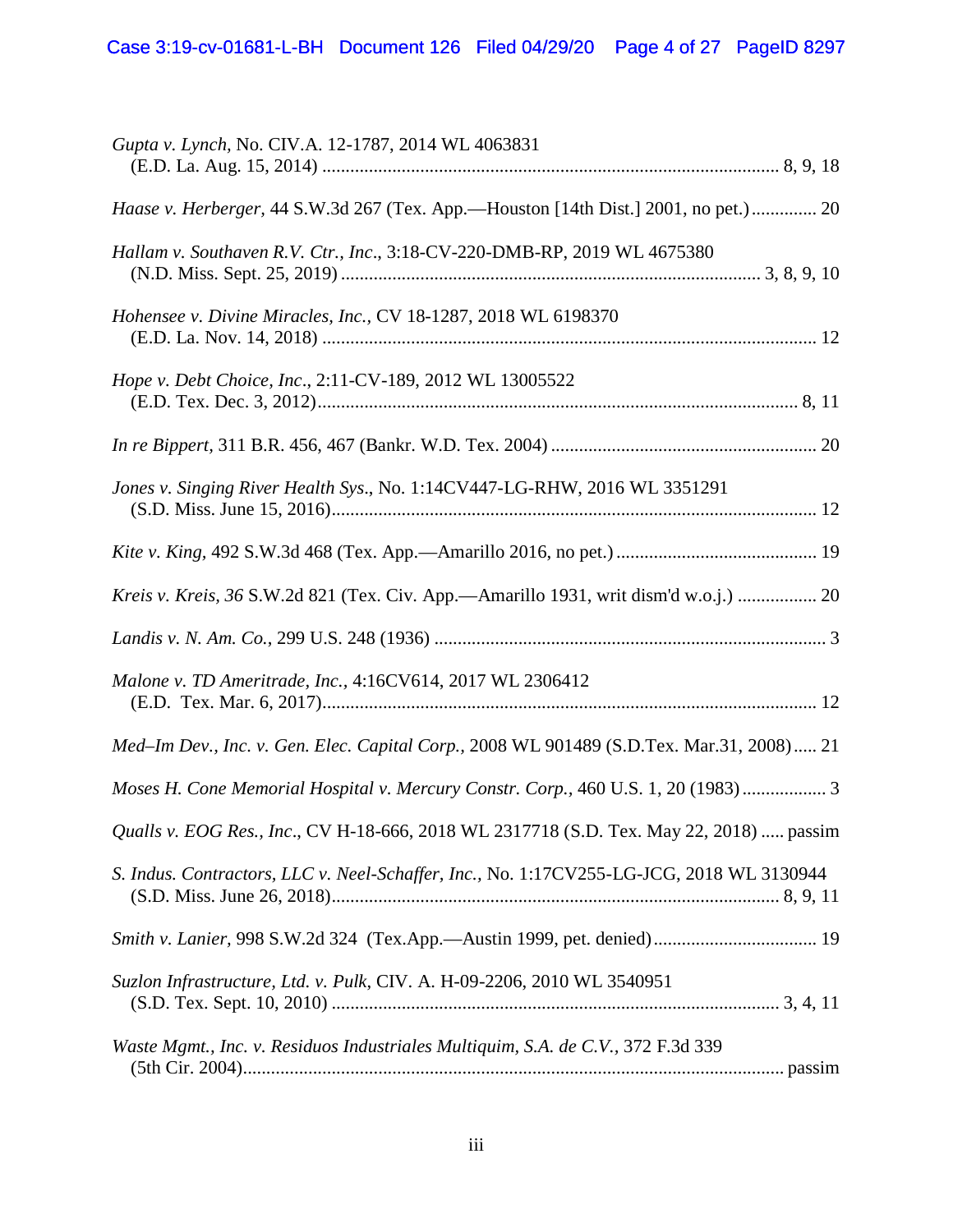*Gupta v. Lynch*, No. CIV.A. 12-1787, 2014 WL 4063831 (E.D. La. Aug. 15, 2014) .................................................................................................. 8, 9, 18

*Haase v. Herberger*, 44 S.W.3d 267 (Tex. App.—Houston [14th Dist.] 2001, no pet.).............. 20

*Hallam v. Southaven R.V. Ctr., Inc*., 3:18-CV-220-DMB-RP, 2019 WL 4675380 (N.D. Miss. Sept. 25, 2019) ......................................................................................... 3, 8, 9, 10

*Hohensee v. Divine Miracles, Inc.*, CV 18-1287, 2018 WL 6198370 (E.D. La. Nov. 14, 2018) ......................................................................................................... 12

*Hope v. Debt Choice, Inc*., 2:11-CV-189, 2012 WL 13005522 (E.D. Tex. Dec. 3, 2012)...................................................................................................... 8, 11

*In re Bippert*, 311 B.R. 456, 467 (Bankr. W.D. Tex. 2004) ......................................................... 20

*Jones v. Singing River Health Sys*., No. 1:14CV447-LG-RHW, 2016 WL 3351291 (S.D. Miss. June 15, 2016)....................................................................................................... 12

*Kite v. King*, 492 S.W.3d 468 (Tex. App.—Amarillo 2016, no pet.) ........................................... 19

*Kreis v. Kreis*, *36* S.W.2d 821 (Tex. Civ. App.—Amarillo 1931, writ dism'd w.o.j.) ................. 20

*Landis v. N. Am. Co.*, 299 U.S. 248 (1936) .................................................................................... 3

*Malone v. TD Ameritrade, Inc.*, 4:16CV614, 2017 WL 2306412 (E.D. Tex. Mar. 6, 2017)......................................................................................................... 12

*Med–Im Dev., Inc. v. Gen. Elec. Capital Corp.*, 2008 WL 901489 (S.D.Tex. Mar.31, 2008)..... 21

*Moses H. Cone Memorial Hospital v. Mercury Constr. Corp.*, 460 U.S. 1, 20 (1983).................. 3

*Qualls v. EOG Res., Inc*., CV H-18-666, 2018 WL 2317718 (S.D. Tex. May 22, 2018) ..... passim

*S. Indus. Contractors, LLC v. Neel-Schaffer, Inc.*, No. 1:17CV255-LG-JCG, 2018 WL 3130944 (S.D. Miss. June 26, 2018)............................................................................................... 8, 9, 11

*Smith v. Lanier*, 998 S.W.2d 324 (Tex.App.—Austin 1999, pet. denied).................................. 19

*Suzlon Infrastructure, Ltd. v. Pulk*, CIV. A. H-09-2206, 2010 WL 3540951 (S.D. Tex. Sept. 10, 2010) ............................................................................................... 3, 4, 11

*Waste Mgmt., Inc. v. Residuos Industriales Multiquim, S.A. de C.V.*, 372 F.3d 339 (5th Cir. 2004)................................................................................................................... passim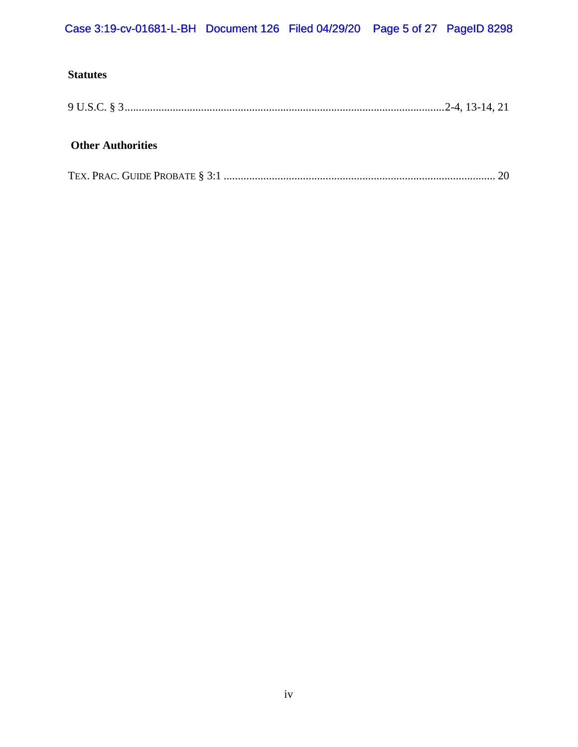**Statutes**

9 U.S.C. § 3 ........................................................................................................ 2-4, 13-14, 21

**Other Authorities**

TEX. PRAC. GUIDE PROBATE § 3:1 ................................................................................................ 20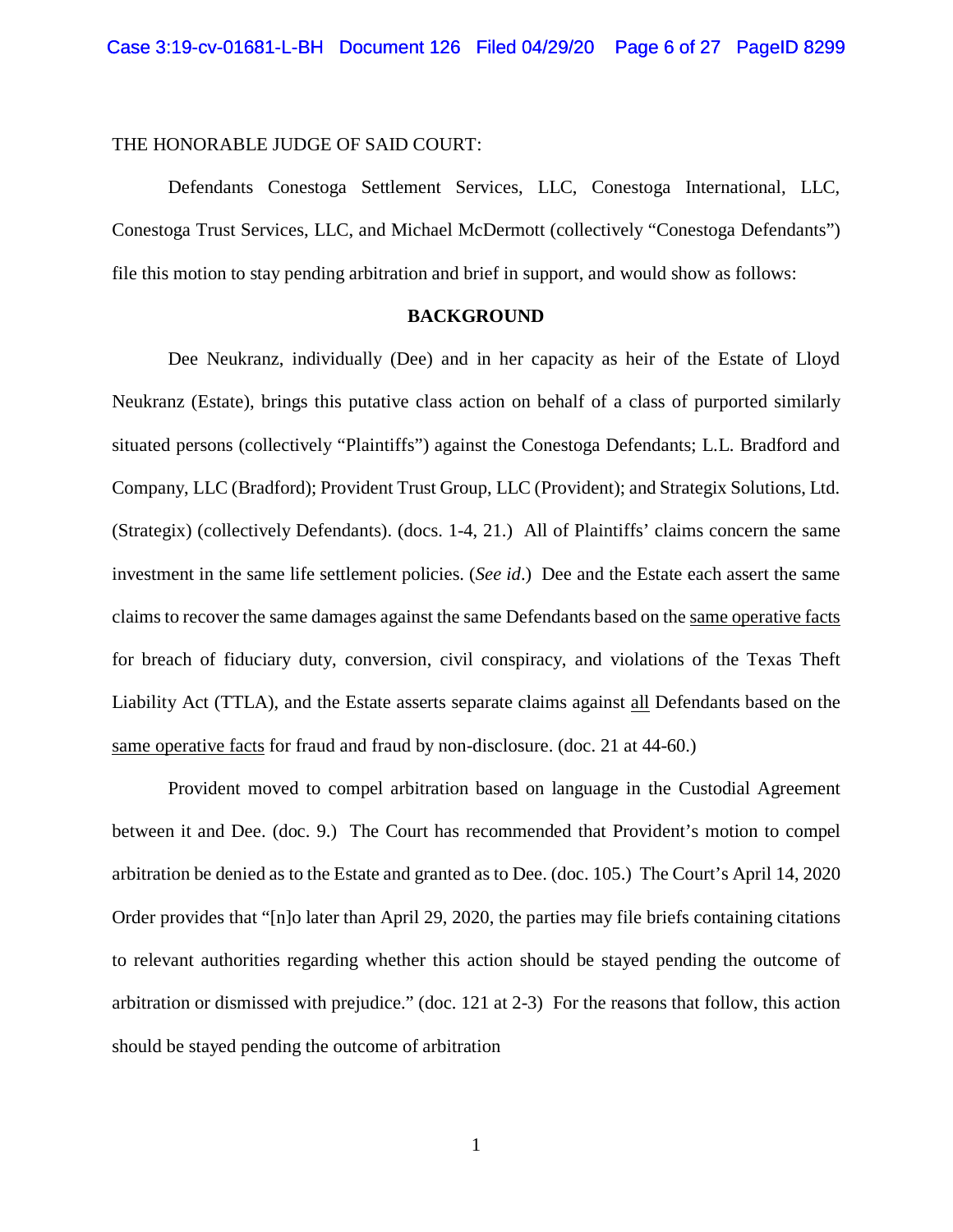THE HONORABLE JUDGE OF SAID COURT:

Defendants Conestoga Settlement Services, LLC, Conestoga International, LLC, Conestoga Trust Services, LLC, and Michael McDermott (collectively "Conestoga Defendants") file this motion to stay pending arbitration and brief in support, and would show as follows:

**BACKGROUND**

Dee Neukranz, individually (Dee) and in her capacity as heir of the Estate of Lloyd Neukranz (Estate), brings this putative class action on behalf of a class of purported similarly situated persons (collectively "Plaintiffs") against the Conestoga Defendants; L.L. Bradford and Company, LLC (Bradford); Provident Trust Group, LLC (Provident); and Strategix Solutions, Ltd. (Strategix) (collectively Defendants). (docs. 1-4, 21.) All of Plaintiffs' claims concern the same investment in the same life settlement policies. (*See id*.) Dee and the Estate each assert the same claims to recover the same damages against the same Defendants based on the <u>same operative facts</u> for breach of fiduciary duty, conversion, civil conspiracy, and violations of the Texas Theft Liability Act (TTLA), and the Estate asserts separate claims against <u>all</u> Defendants based on the <u>same operative facts</u> for fraud and fraud by non-disclosure. (doc. 21 at 44-60.)

Provident moved to compel arbitration based on language in the Custodial Agreement between it and Dee. (doc. 9.) The Court has recommended that Provident's motion to compel arbitration be denied as to the Estate and granted as to Dee. (doc. 105.) The Court's April 14, 2020 Order provides that "[n]o later than April 29, 2020, the parties may file briefs containing citations to relevant authorities regarding whether this action should be stayed pending the outcome of arbitration or dismissed with prejudice." (doc. 121 at 2-3) For the reasons that follow, this action should be stayed pending the outcome of arbitration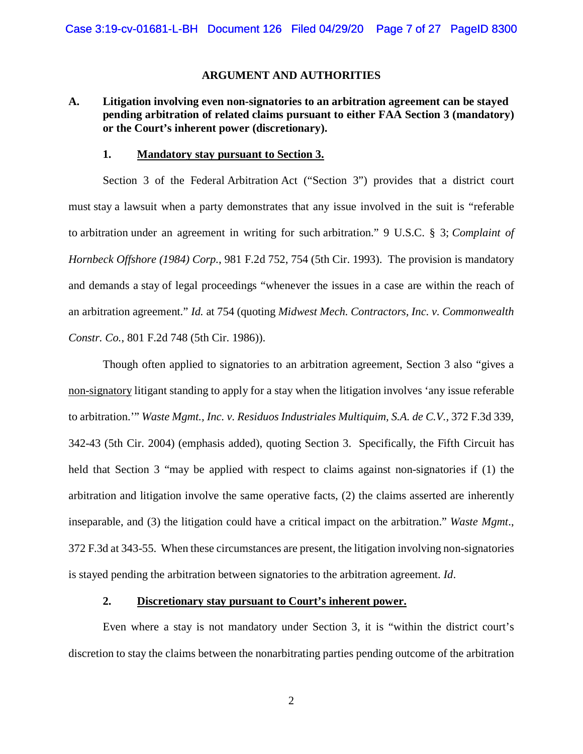**ARGUMENT AND AUTHORITIES**

**A. Litigation involving even non-signatories to an arbitration agreement can be stayed pending arbitration of related claims pursuant to either FAA Section 3 (mandatory) or the Court's inherent power (discretionary).**

**1. Mandatory stay pursuant to Section 3.**

Section 3 of the Federal Arbitration Act ("Section 3") provides that a district court must stay a lawsuit when a party demonstrates that any issue involved in the suit is "referable to arbitration under an agreement in writing for such arbitration." 9 U.S.C. § 3; *Complaint of Hornbeck Offshore (1984) Corp.*, 981 F.2d 752, 754 (5th Cir. 1993). The provision is mandatory and demands a stay of legal proceedings "whenever the issues in a case are within the reach of an arbitration agreement." *Id.* at 754 (quoting *Midwest Mech. Contractors, Inc. v. Commonwealth Constr. Co.*, 801 F.2d 748 (5th Cir. 1986)).

Though often applied to signatories to an arbitration agreement, Section 3 also "gives a non-signatory litigant standing to apply for a stay when the litigation involves 'any issue referable to arbitration.'" *Waste Mgmt., Inc. v. Residuos Industriales Multiquim, S.A. de C.V.*, 372 F.3d 339, 342-43 (5th Cir. 2004) (emphasis added), quoting Section 3. Specifically, the Fifth Circuit has held that Section 3 "may be applied with respect to claims against non-signatories if (1) the arbitration and litigation involve the same operative facts, (2) the claims asserted are inherently inseparable, and (3) the litigation could have a critical impact on the arbitration." *Waste Mgmt.*, 372 F.3d at 343-55. When these circumstances are present, the litigation involving non-signatories is stayed pending the arbitration between signatories to the arbitration agreement. *Id*.

**2. Discretionary stay pursuant to Court's inherent power.**

Even where a stay is not mandatory under Section 3, it is "within the district court's discretion to stay the claims between the nonarbitrating parties pending outcome of the arbitration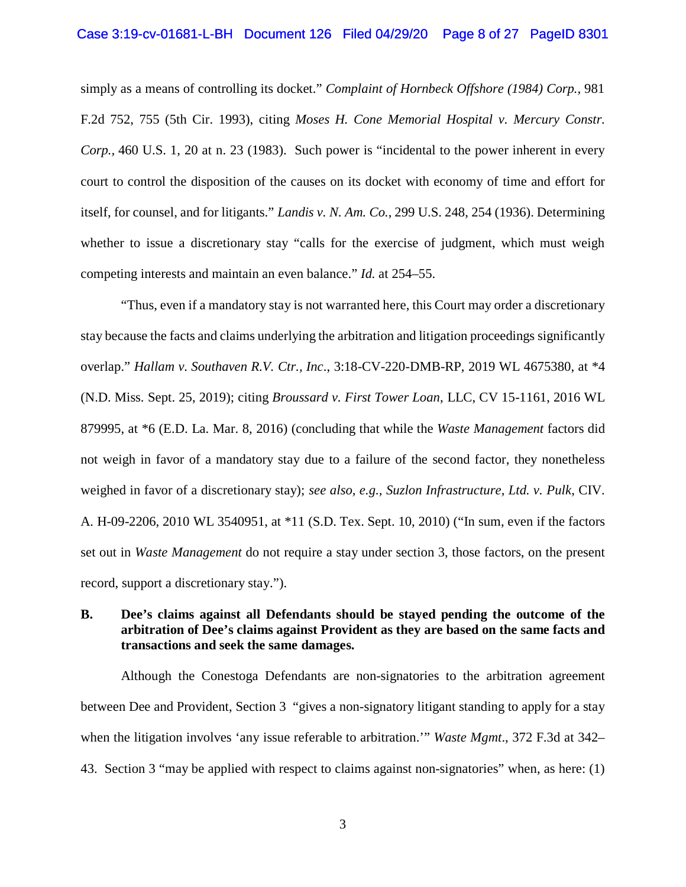simply as a means of controlling its docket." *Complaint of Hornbeck Offshore (1984) Corp.*, 981 F.2d 752, 755 (5th Cir. 1993), citing *Moses H. Cone Memorial Hospital v. Mercury Constr. Corp.*, 460 U.S. 1, 20 at n. 23 (1983). Such power is "incidental to the power inherent in every court to control the disposition of the causes on its docket with economy of time and effort for itself, for counsel, and for litigants." *Landis v. N. Am. Co.*, 299 U.S. 248, 254 (1936). Determining whether to issue a discretionary stay "calls for the exercise of judgment, which must weigh competing interests and maintain an even balance." *Id.* at 254–55.

"Thus, even if a mandatory stay is not warranted here, this Court may order a discretionary stay because the facts and claims underlying the arbitration and litigation proceedings significantly overlap." *Hallam v. Southaven R.V. Ctr., Inc*., 3:18-CV-220-DMB-RP, 2019 WL 4675380, at *4 (N.D. Miss. Sept. 25, 2019); citing *Broussard v. First Tower Loan*, LLC, CV 15-1161, 2016 WL 879995, at *6 (E.D. La. Mar. 8, 2016) (concluding that while the *Waste Management* factors did not weigh in favor of a mandatory stay due to a failure of the second factor, they nonetheless weighed in favor of a discretionary stay); *see also, e.g., Suzlon Infrastructure, Ltd. v. Pulk*, CIV. A. H-09-2206, 2010 WL 3540951, at *11 (S.D. Tex. Sept. 10, 2010) ("In sum, even if the factors set out in *Waste Management* do not require a stay under section 3, those factors, on the present record, support a discretionary stay.").

### B. Dee's claims against all Defendants should be stayed pending the outcome of the arbitration of Dee's claims against Provident as they are based on the same facts and transactions and seek the same damages.

Although the Conestoga Defendants are non-signatories to the arbitration agreement between Dee and Provident, Section 3 "gives a non-signatory litigant standing to apply for a stay when the litigation involves 'any issue referable to arbitration.'" *Waste Mgmt*., 372 F.3d at 342–43. Section 3 "may be applied with respect to claims against non-signatories" when, as here: (1)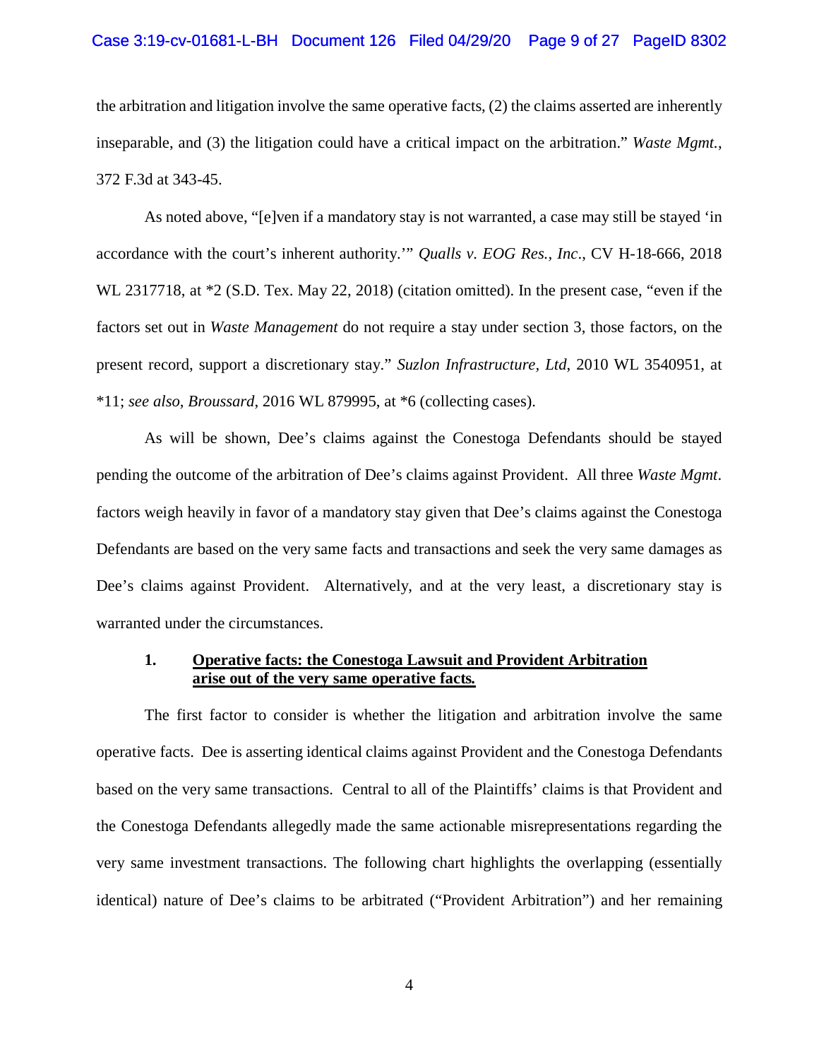the arbitration and litigation involve the same operative facts, (2) the claims asserted are inherently inseparable, and (3) the litigation could have a critical impact on the arbitration." *Waste Mgmt.*, 372 F.3d at 343-45.

As noted above, "[e]ven if a mandatory stay is not warranted, a case may still be stayed 'in accordance with the court's inherent authority.'" *Qualls v. EOG Res., Inc*., CV H-18-666, 2018 WL 2317718, at *2 (S.D. Tex. May 22, 2018) (citation omitted). In the present case, "even if the factors set out in *Waste Management* do not require a stay under section 3, those factors, on the present record, support a discretionary stay." *Suzlon Infrastructure, Ltd*, 2010 WL 3540951, at *11; *see also, Broussard*, 2016 WL 879995, at *6 (collecting cases).

As will be shown, Dee's claims against the Conestoga Defendants should be stayed pending the outcome of the arbitration of Dee's claims against Provident. All three *Waste Mgmt*. factors weigh heavily in favor of a mandatory stay given that Dee's claims against the Conestoga Defendants are based on the very same facts and transactions and seek the very same damages as Dee's claims against Provident. Alternatively, and at the very least, a discretionary stay is warranted under the circumstances.

### 1. Operative facts: the Conestoga Lawsuit and Provident Arbitration arise out of the very same operative facts.

The first factor to consider is whether the litigation and arbitration involve the same operative facts. Dee is asserting identical claims against Provident and the Conestoga Defendants based on the very same transactions. Central to all of the Plaintiffs' claims is that Provident and the Conestoga Defendants allegedly made the same actionable misrepresentations regarding the very same investment transactions. The following chart highlights the overlapping (essentially identical) nature of Dee's claims to be arbitrated ("Provident Arbitration") and her remaining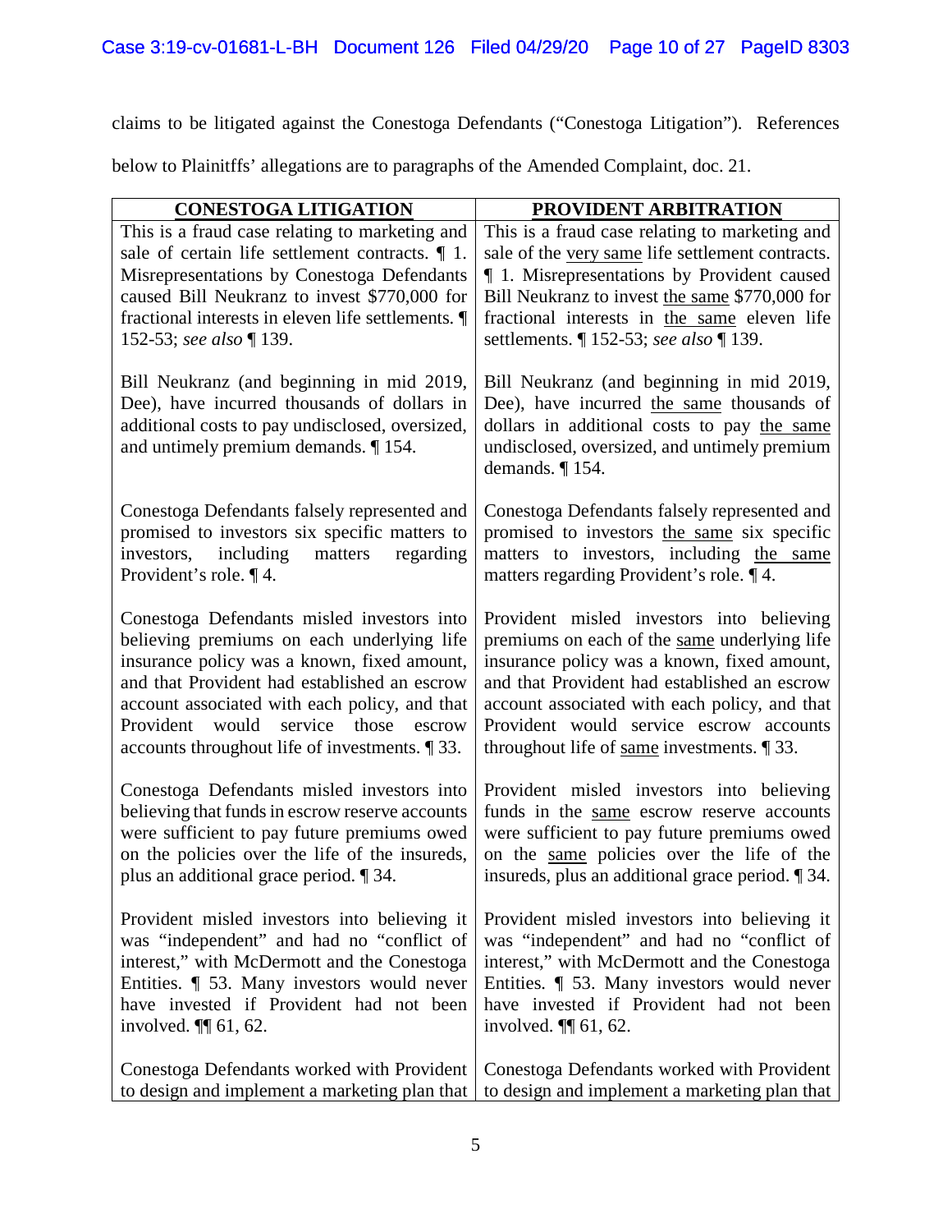claims to be litigated against the Conestoga Defendants ("Conestoga Litigation"). References below to Plainitffs' allegations are to paragraphs of the Amended Complaint, doc. 21.

| **CONESTOGA LITIGATION** | **PROVIDENT ARBITRATION** |
|---|---|
| This is a fraud case relating to marketing and sale of certain life settlement contracts. ¶ 1. Misrepresentations by Conestoga Defendants caused Bill Neukranz to invest $770,000 for fractional interests in eleven life settlements. ¶ 152-53; *see also* ¶ 139. | This is a fraud case relating to marketing and sale of the very same life settlement contracts. ¶ 1. Misrepresentations by Provident caused Bill Neukranz to invest the same $770,000 for fractional interests in the same eleven life settlements. ¶ 152-53; *see also* ¶ 139. |
| Bill Neukranz (and beginning in mid 2019, Dee), have incurred thousands of dollars in additional costs to pay undisclosed, oversized, and untimely premium demands. ¶ 154. | Bill Neukranz (and beginning in mid 2019, Dee), have incurred the same thousands of dollars in additional costs to pay the same undisclosed, oversized, and untimely premium demands. ¶ 154. |
| Conestoga Defendants falsely represented and promised to investors six specific matters to investors, including matters regarding Provident's role. ¶ 4. | Conestoga Defendants falsely represented and promised to investors the same six specific matters to investors, including the same matters regarding Provident's role. ¶ 4. |
| Conestoga Defendants misled investors into believing premiums on each underlying life insurance policy was a known, fixed amount, and that Provident had established an escrow account associated with each policy, and that Provident would service those escrow accounts throughout life of investments. ¶ 33. | Provident misled investors into believing premiums on each of the same underlying life insurance policy was a known, fixed amount, and that Provident had established an escrow account associated with each policy, and that Provident would service escrow accounts throughout life of same investments. ¶ 33. |
| Conestoga Defendants misled investors into believing that funds in escrow reserve accounts were sufficient to pay future premiums owed on the policies over the life of the insureds, plus an additional grace period. ¶ 34. | Provident misled investors into believing funds in the same escrow reserve accounts were sufficient to pay future premiums owed on the same policies over the life of the insureds, plus an additional grace period. ¶ 34. |
| Provident misled investors into believing it was "independent" and had no "conflict of interest," with McDermott and the Conestoga Entities. ¶ 53. Many investors would never have invested if Provident had not been involved. ¶¶ 61, 62. | Provident misled investors into believing it was "independent" and had no "conflict of interest," with McDermott and the Conestoga Entities. ¶ 53. Many investors would never have invested if Provident had not been involved. ¶¶ 61, 62. |
| Conestoga Defendants worked with Provident to design and implement a marketing plan that | Conestoga Defendants worked with Provident to design and implement a marketing plan that |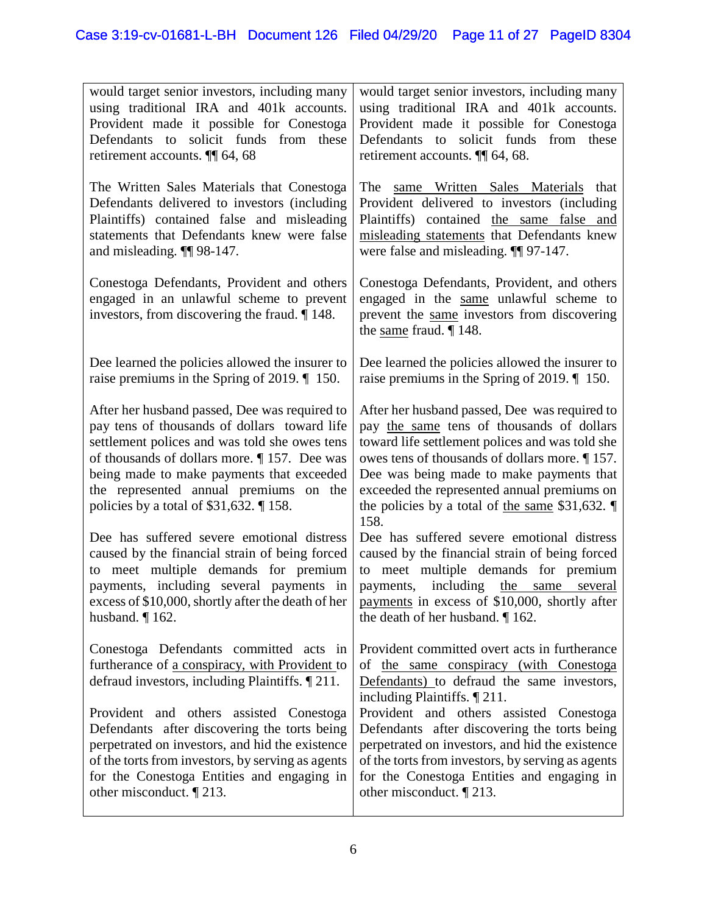| | |
|---|---|
| would target senior investors, including many using traditional IRA and 401k accounts. Provident made it possible for Conestoga Defendants to solicit funds from these retirement accounts. ¶¶ 64, 68 | would target senior investors, including many using traditional IRA and 401k accounts. Provident made it possible for Conestoga Defendants to solicit funds from these retirement accounts. ¶¶ 64, 68. |
| The Written Sales Materials that Conestoga Defendants delivered to investors (including Plaintiffs) contained false and misleading statements that Defendants knew were false and misleading. ¶¶ 98-147. | The <u>same Written Sales Materials</u> that Provident delivered to investors (including Plaintiffs) contained <u>the same false and misleading statements</u> that Defendants knew were false and misleading. ¶¶ 97-147. |
| Conestoga Defendants, Provident and others engaged in an unlawful scheme to prevent investors, from discovering the fraud. ¶ 148. | Conestoga Defendants, Provident, and others engaged in the <u>same</u> unlawful scheme to prevent the <u>same</u> investors from discovering the <u>same</u> fraud. ¶ 148. |
| Dee learned the policies allowed the insurer to raise premiums in the Spring of 2019. ¶ 150. | Dee learned the policies allowed the insurer to raise premiums in the Spring of 2019. ¶ 150. |
| After her husband passed, Dee was required to pay tens of thousands of dollars toward life settlement polices and was told she owes tens of thousands of dollars more. ¶ 157. Dee was being made to make payments that exceeded the represented annual premiums on the policies by a total of $31,632. ¶ 158. | After her husband passed, Dee was required to pay <u>the same</u> tens of thousands of dollars toward life settlement polices and was told she owes tens of thousands of dollars more. ¶ 157. Dee was being made to make payments that exceeded the represented annual premiums on the policies by a total of <u>the same</u> $31,632. ¶ 158. |
| Dee has suffered severe emotional distress caused by the financial strain of being forced to meet multiple demands for premium payments, including several payments in excess of $10,000, shortly after the death of her husband. ¶ 162. | Dee has suffered severe emotional distress caused by the financial strain of being forced to meet multiple demands for premium payments, including <u>the same several payments</u> in excess of $10,000, shortly after the death of her husband. ¶ 162. |
| Conestoga Defendants committed acts in furtherance of <u>a conspiracy, with Provident</u> to defraud investors, including Plaintiffs. ¶ 211. | Provident committed overt acts in furtherance of <u>the same conspiracy (with Conestoga Defendants)</u> to defraud the same investors, including Plaintiffs. ¶ 211. |
| Provident and others assisted Conestoga Defendants after discovering the torts being perpetrated on investors, and hid the existence of the torts from investors, by serving as agents for the Conestoga Entities and engaging in other misconduct. ¶ 213. | Provident and others assisted Conestoga Defendants after discovering the torts being perpetrated on investors, and hid the existence of the torts from investors, by serving as agents for the Conestoga Entities and engaging in other misconduct. ¶ 213. |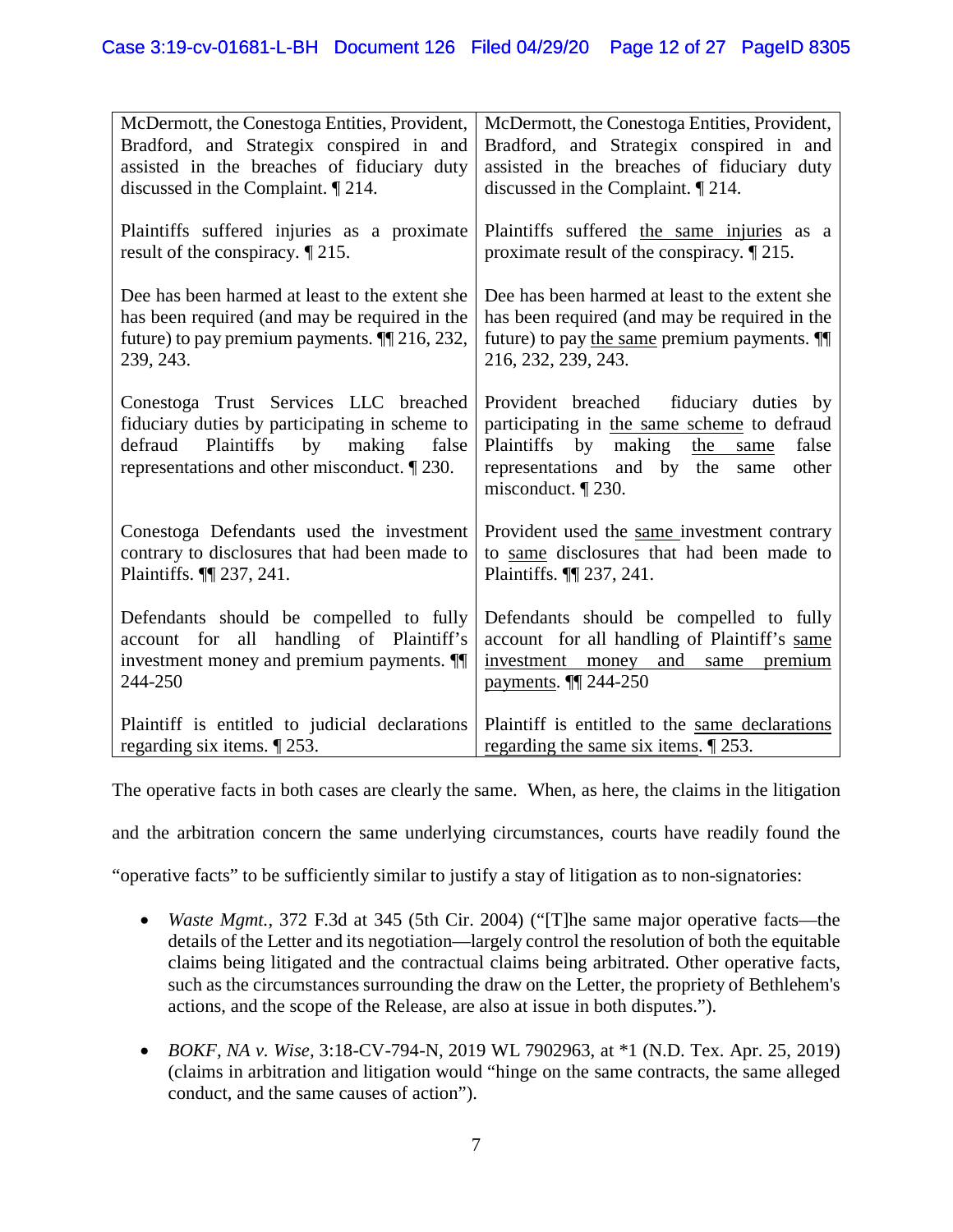| | |
|---|---|
| McDermott, the Conestoga Entities, Provident, Bradford, and Strategix conspired in and assisted in the breaches of fiduciary duty discussed in the Complaint. ¶ 214. | McDermott, the Conestoga Entities, Provident, Bradford, and Strategix conspired in and assisted in the breaches of fiduciary duty discussed in the Complaint. ¶ 214. |
| Plaintiffs suffered injuries as a proximate result of the conspiracy. ¶ 215. | Plaintiffs suffered <u>the same injuries</u> as a proximate result of the conspiracy. ¶ 215. |
| Dee has been harmed at least to the extent she has been required (and may be required in the future) to pay premium payments. ¶¶ 216, 232, 239, 243. | Dee has been harmed at least to the extent she has been required (and may be required in the future) to pay <u>the same</u> premium payments. ¶¶ 216, 232, 239, 243. |
| Conestoga Trust Services LLC breached fiduciary duties by participating in scheme to defraud Plaintiffs by making false representations and other misconduct. ¶ 230. | Provident breached fiduciary duties by participating in <u>the same scheme</u> to defraud Plaintiffs by making <u>the same</u> false representations and by the same other misconduct. ¶ 230. |
| Conestoga Defendants used the investment contrary to disclosures that had been made to Plaintiffs. ¶¶ 237, 241. | Provident used the <u>same</u> investment contrary to <u>same</u> disclosures that had been made to Plaintiffs. ¶¶ 237, 241. |
| Defendants should be compelled to fully account for all handling of Plaintiff's investment money and premium payments. ¶¶ 244-250 | Defendants should be compelled to fully account for all handling of Plaintiff's <u>same investment money and same premium payments</u>. ¶¶ 244-250 |
| Plaintiff is entitled to judicial declarations regarding six items. ¶ 253. | Plaintiff is entitled to the <u>same declarations regarding the same six items</u>. ¶ 253. |

The operative facts in both cases are clearly the same. When, as here, the claims in the litigation and the arbitration concern the same underlying circumstances, courts have readily found the "operative facts" to be sufficiently similar to justify a stay of litigation as to non-signatories:

- *Waste Mgmt.*, 372 F.3d at 345 (5th Cir. 2004) ("[T]he same major operative facts—the details of the Letter and its negotiation—largely control the resolution of both the equitable claims being litigated and the contractual claims being arbitrated. Other operative facts, such as the circumstances surrounding the draw on the Letter, the propriety of Bethlehem's actions, and the scope of the Release, are also at issue in both disputes.").

- *BOKF, NA v. Wise*, 3:18-CV-794-N, 2019 WL 7902963, at *1 (N.D. Tex. Apr. 25, 2019) (claims in arbitration and litigation would "hinge on the same contracts, the same alleged conduct, and the same causes of action").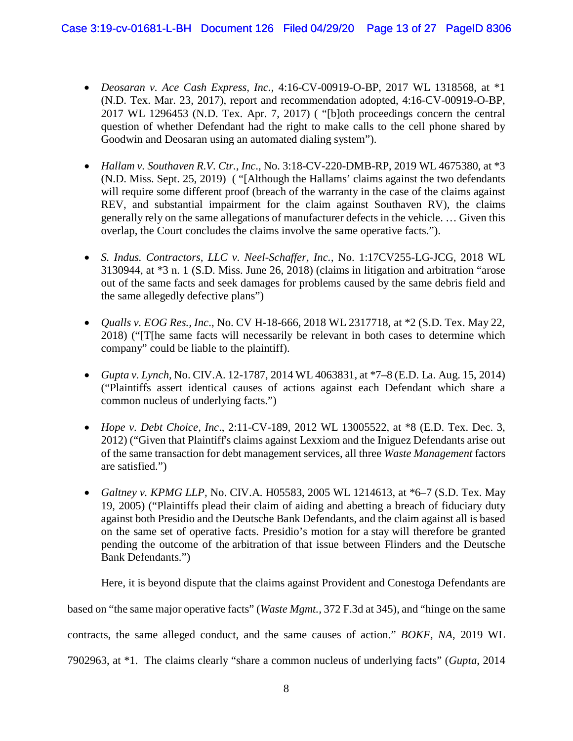- *Deosaran v. Ace Cash Express, Inc.,* 4:16-CV-00919-O-BP, 2017 WL 1318568, at *1 (N.D. Tex. Mar. 23, 2017), report and recommendation adopted, 4:16-CV-00919-O-BP, 2017 WL 1296453 (N.D. Tex. Apr. 7, 2017) ( "[b]oth proceedings concern the central question of whether Defendant had the right to make calls to the cell phone shared by Goodwin and Deosaran using an automated dialing system").

- *Hallam v. Southaven R.V. Ctr., Inc*., No. 3:18-CV-220-DMB-RP, 2019 WL 4675380, at *3 (N.D. Miss. Sept. 25, 2019) ( "[Although the Hallams' claims against the two defendants will require some different proof (breach of the warranty in the case of the claims against REV, and substantial impairment for the claim against Southaven RV), the claims generally rely on the same allegations of manufacturer defects in the vehicle. … Given this overlap, the Court concludes the claims involve the same operative facts.").

- *S. Indus. Contractors, LLC v. Neel-Schaffer, Inc.,* No. 1:17CV255-LG-JCG, 2018 WL 3130944, at *3 n. 1 (S.D. Miss. June 26, 2018) (claims in litigation and arbitration "arose out of the same facts and seek damages for problems caused by the same debris field and the same allegedly defective plans")

- *Qualls v. EOG Res., Inc*., No. CV H-18-666, 2018 WL 2317718, at *2 (S.D. Tex. May 22, 2018) ("T[he same facts will necessarily be relevant in both cases to determine which company" could be liable to the plaintiff).

- *Gupta v. Lynch,* No. CIV.A. 12-1787, 2014 WL 4063831, at *7–8 (E.D. La. Aug. 15, 2014) ("Plaintiffs assert identical causes of actions against each Defendant which share a common nucleus of underlying facts.")

- *Hope v. Debt Choice, Inc*., 2:11-CV-189, 2012 WL 13005522, at *8 (E.D. Tex. Dec. 3, 2012) ("Given that Plaintiff's claims against Lexxiom and the Iniguez Defendants arise out of the same transaction for debt management services, all three *Waste Management* factors are satisfied.")

- *Galtney v. KPMG LLP,* No. CIV.A. H05583, 2005 WL 1214613, at *6–7 (S.D. Tex. May 19, 2005) ("Plaintiffs plead their claim of aiding and abetting a breach of fiduciary duty against both Presidio and the Deutsche Bank Defendants, and the claim against all is based on the same set of operative facts. Presidio's motion for a stay will therefore be granted pending the outcome of the arbitration of that issue between Flinders and the Deutsche Bank Defendants.")

Here, it is beyond dispute that the claims against Provident and Conestoga Defendants are based on "the same major operative facts" (*Waste Mgmt.,* 372 F.3d at 345), and "hinge on the same contracts, the same alleged conduct, and the same causes of action." *BOKF, NA*, 2019 WL 7902963, at *1. The claims clearly "share a common nucleus of underlying facts" (*Gupta*, 2014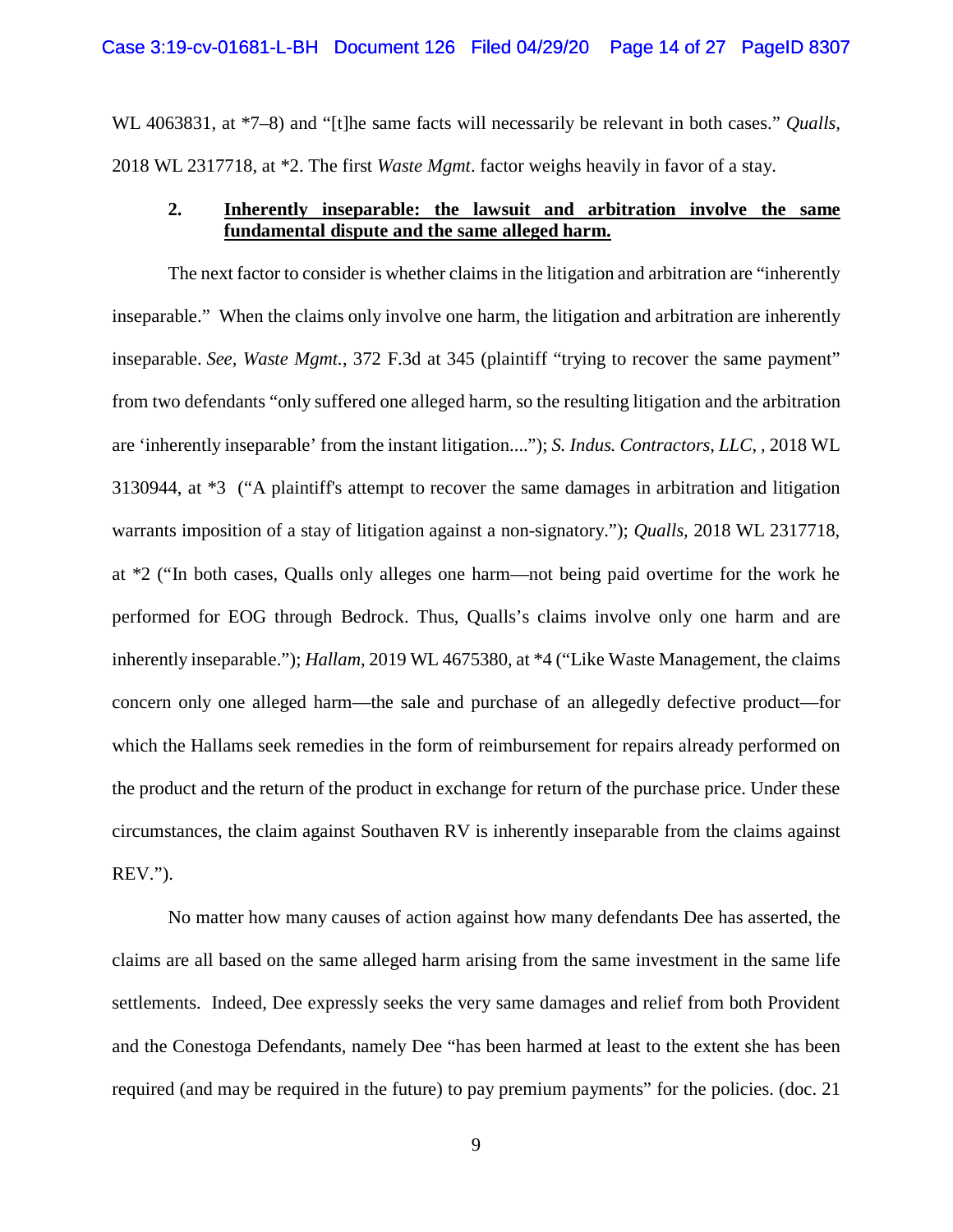WL 4063831, at *7–8) and "[t]he same facts will necessarily be relevant in both cases." *Qualls*, 2018 WL 2317718, at *2. The first *Waste Mgmt*. factor weighs heavily in favor of a stay.

**2. <u>Inherently inseparable: the lawsuit and arbitration involve the same fundamental dispute and the same alleged harm.</u>**

The next factor to consider is whether claims in the litigation and arbitration are "inherently inseparable." When the claims only involve one harm, the litigation and arbitration are inherently inseparable. *See, Waste Mgmt.*, 372 F.3d at 345 (plaintiff "trying to recover the same payment" from two defendants "only suffered one alleged harm, so the resulting litigation and the arbitration are 'inherently inseparable' from the instant litigation...."); *S. Indus. Contractors, LLC*, , 2018 WL 3130944, at *3 ("A plaintiff's attempt to recover the same damages in arbitration and litigation warrants imposition of a stay of litigation against a non-signatory."); *Qualls*, 2018 WL 2317718, at *2 ("In both cases, Qualls only alleges one harm—not being paid overtime for the work he performed for EOG through Bedrock. Thus, Qualls's claims involve only one harm and are inherently inseparable."); *Hallam*, 2019 WL 4675380, at *4 ("Like Waste Management, the claims concern only one alleged harm—the sale and purchase of an allegedly defective product—for which the Hallams seek remedies in the form of reimbursement for repairs already performed on the product and the return of the product in exchange for return of the purchase price. Under these circumstances, the claim against Southaven RV is inherently inseparable from the claims against REV.").

No matter how many causes of action against how many defendants Dee has asserted, the claims are all based on the same alleged harm arising from the same investment in the same life settlements. Indeed, Dee expressly seeks the very same damages and relief from both Provident and the Conestoga Defendants, namely Dee "has been harmed at least to the extent she has been required (and may be required in the future) to pay premium payments" for the policies. (doc. 21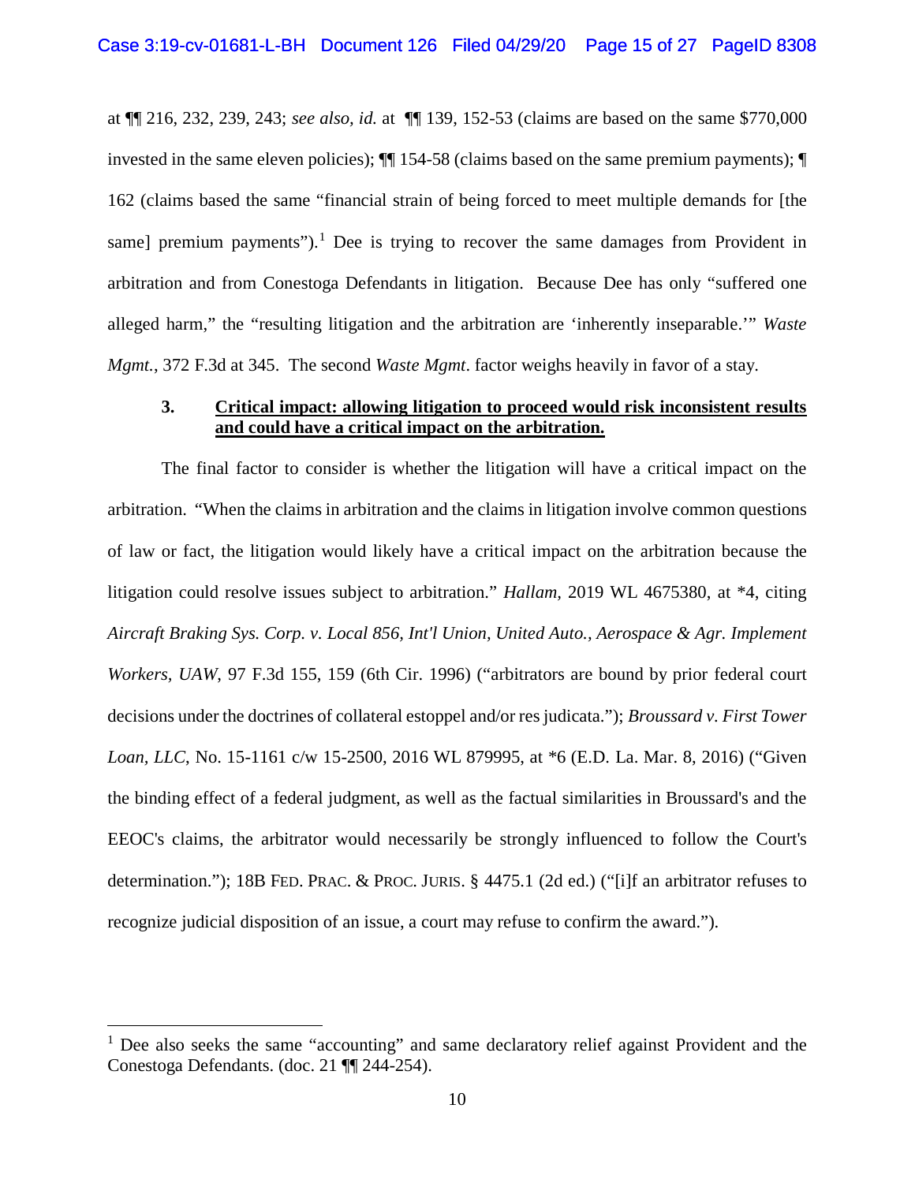at ¶¶ 216, 232, 239, 243; *see also, id.* at ¶¶ 139, 152-53 (claims are based on the same $770,000 invested in the same eleven policies); ¶¶ 154-58 (claims based on the same premium payments); ¶ 162 (claims based the same "financial strain of being forced to meet multiple demands for [the same] premium payments").[1] Dee is trying to recover the same damages from Provident in arbitration and from Conestoga Defendants in litigation. Because Dee has only "suffered one alleged harm," the "resulting litigation and the arbitration are 'inherently inseparable.'" *Waste Mgmt.*, 372 F.3d at 345. The second *Waste Mgmt.* factor weighs heavily in favor of a stay.

### 3. **<u>Critical impact: allowing litigation to proceed would risk inconsistent results and could have a critical impact on the arbitration.</u>**

The final factor to consider is whether the litigation will have a critical impact on the arbitration. "When the claims in arbitration and the claims in litigation involve common questions of law or fact, the litigation would likely have a critical impact on the arbitration because the litigation could resolve issues subject to arbitration." *Hallam,* 2019 WL 4675380, at *4, citing *Aircraft Braking Sys. Corp. v. Local 856, Int'l Union, United Auto., Aerospace & Agr. Implement Workers, UAW*, 97 F.3d 155, 159 (6th Cir. 1996) ("arbitrators are bound by prior federal court decisions under the doctrines of collateral estoppel and/or res judicata."); *Broussard v. First Tower Loan, LLC*, No. 15-1161 c/w 15-2500, 2016 WL 879995, at *6 (E.D. La. Mar. 8, 2016) ("Given the binding effect of a federal judgment, as well as the factual similarities in Broussard's and the EEOC's claims, the arbitrator would necessarily be strongly influenced to follow the Court's determination."); 18B FED. PRAC. & PROC. JURIS. § 4475.1 (2d ed.) ("[i]f an arbitrator refuses to recognize judicial disposition of an issue, a court may refuse to confirm the award.").

---

[1] Dee also seeks the same "accounting" and same declaratory relief against Provident and the Conestoga Defendants. (doc. 21 ¶¶ 244-254).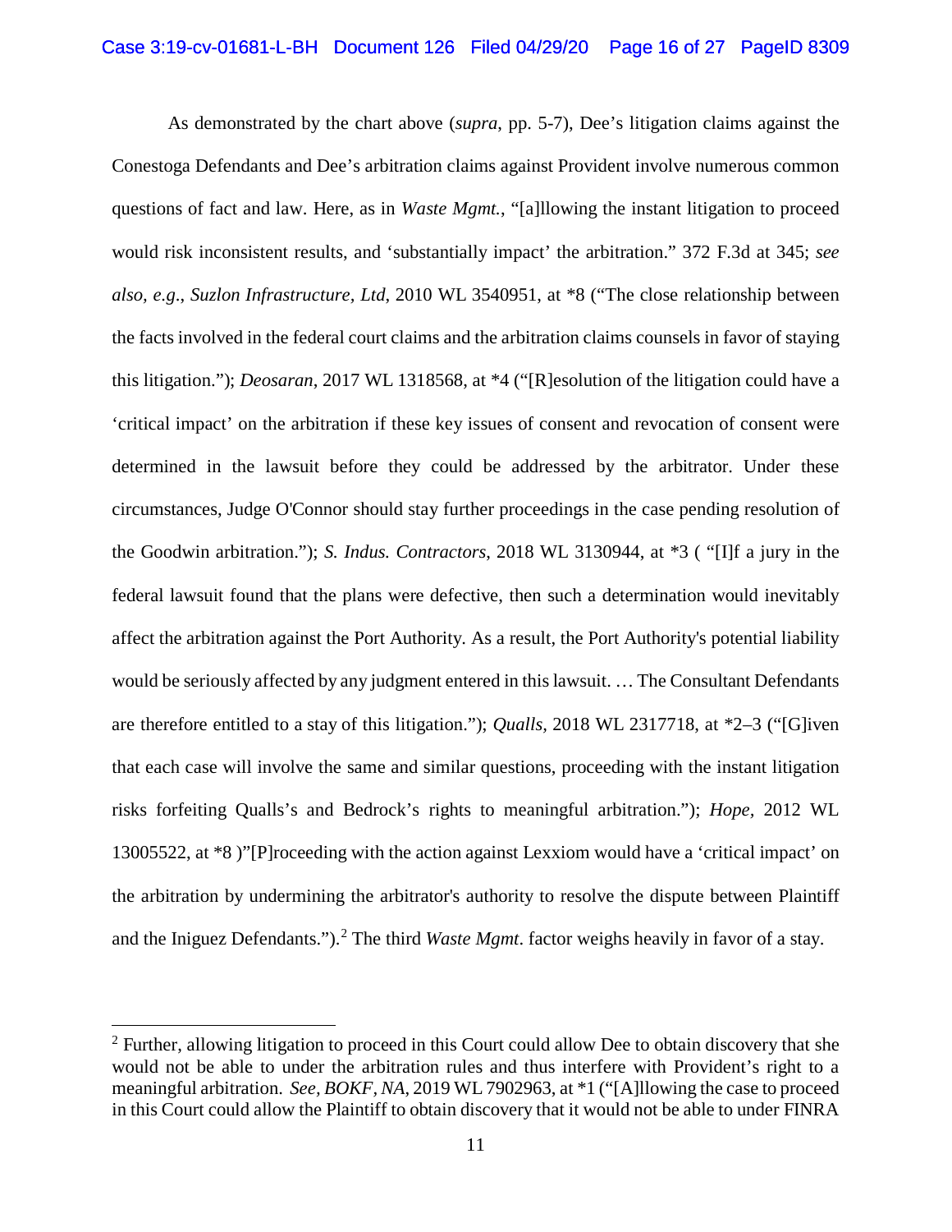As demonstrated by the chart above (*supra*, pp. 5-7), Dee's litigation claims against the Conestoga Defendants and Dee's arbitration claims against Provident involve numerous common questions of fact and law. Here, as in *Waste Mgmt.*, "[a]llowing the instant litigation to proceed would risk inconsistent results, and 'substantially impact' the arbitration." 372 F.3d at 345; *see also, e.g*., *Suzlon Infrastructure, Ltd*, 2010 WL 3540951, at *8 ("The close relationship between the facts involved in the federal court claims and the arbitration claims counsels in favor of staying this litigation."); *Deosaran*, 2017 WL 1318568, at *4 ("[R]esolution of the litigation could have a 'critical impact' on the arbitration if these key issues of consent and revocation of consent were determined in the lawsuit before they could be addressed by the arbitrator. Under these circumstances, Judge O'Connor should stay further proceedings in the case pending resolution of the Goodwin arbitration."); *S. Indus. Contractors*, 2018 WL 3130944, at *3 ( "[I]f a jury in the federal lawsuit found that the plans were defective, then such a determination would inevitably affect the arbitration against the Port Authority. As a result, the Port Authority's potential liability would be seriously affected by any judgment entered in this lawsuit. … The Consultant Defendants are therefore entitled to a stay of this litigation."); *Qualls*, 2018 WL 2317718, at *2–3 ("[G]iven that each case will involve the same and similar questions, proceeding with the instant litigation risks forfeiting Qualls's and Bedrock's rights to meaningful arbitration."); *Hope*, 2012 WL 13005522, at *8 )"[P]roceeding with the action against Lexxiom would have a 'critical impact' on the arbitration by undermining the arbitrator's authority to resolve the dispute between Plaintiff and the Iniguez Defendants.").[2] The third *Waste Mgmt*. factor weighs heavily in favor of a stay.

---

[2] Further, allowing litigation to proceed in this Court could allow Dee to obtain discovery that she would not be able to under the arbitration rules and thus interfere with Provident's right to a meaningful arbitration. *See, BOKF, NA*, 2019 WL 7902963, at *1 ("[A]llowing the case to proceed in this Court could allow the Plaintiff to obtain discovery that it would not be able to under FINRA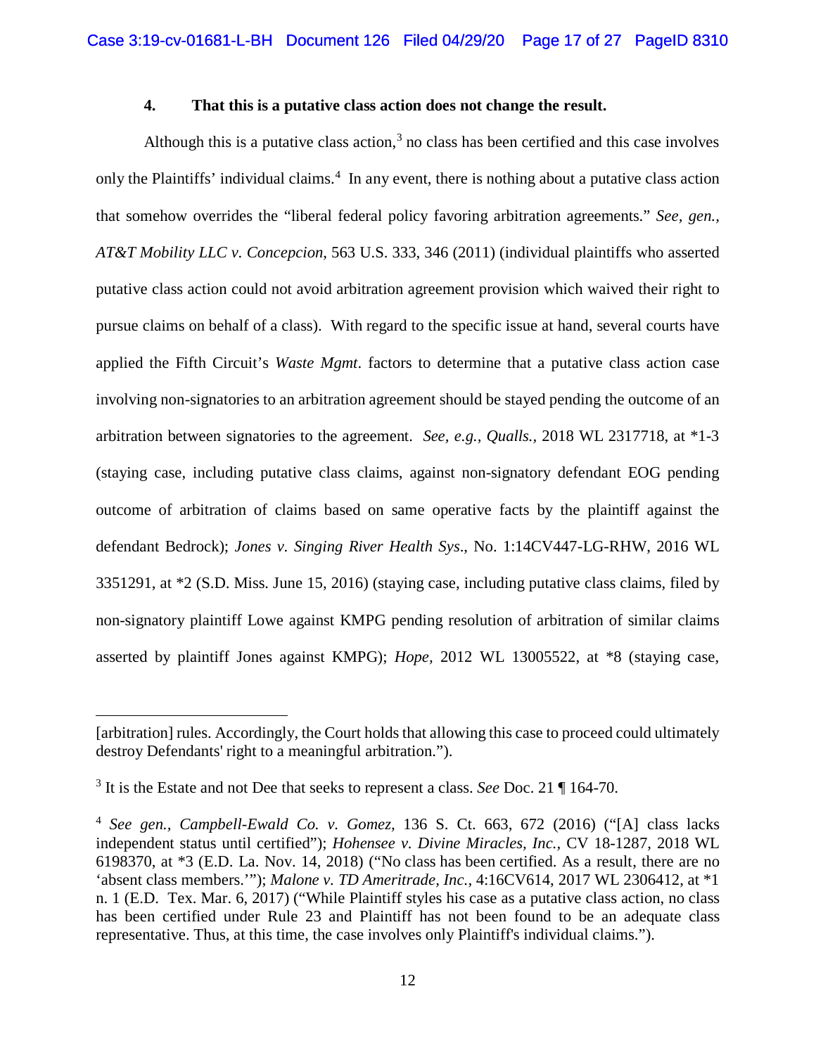**4. That this is a putative class action does not change the result.**

Although this is a putative class action,[3] no class has been certified and this case involves only the Plaintiffs' individual claims.[4] In any event, there is nothing about a putative class action that somehow overrides the "liberal federal policy favoring arbitration agreements." *See, gen., AT&T Mobility LLC v. Concepcion*, 563 U.S. 333, 346 (2011) (individual plaintiffs who asserted putative class action could not avoid arbitration agreement provision which waived their right to pursue claims on behalf of a class). With regard to the specific issue at hand, several courts have applied the Fifth Circuit's *Waste Mgmt*. factors to determine that a putative class action case involving non-signatories to an arbitration agreement should be stayed pending the outcome of an arbitration between signatories to the agreement. *See, e.g., Qualls.*, 2018 WL 2317718, at *1-3 (staying case, including putative class claims, against non-signatory defendant EOG pending outcome of arbitration of claims based on same operative facts by the plaintiff against the defendant Bedrock); *Jones v. Singing River Health Sys*., No. 1:14CV447-LG-RHW, 2016 WL 3351291, at *2 (S.D. Miss. June 15, 2016) (staying case, including putative class claims, filed by non-signatory plaintiff Lowe against KMPG pending resolution of arbitration of similar claims asserted by plaintiff Jones against KMPG); *Hope*, 2012 WL 13005522, at *8 (staying case,

---

[arbitration] rules. Accordingly, the Court holds that allowing this case to proceed could ultimately destroy Defendants' right to a meaningful arbitration.").

[3] It is the Estate and not Dee that seeks to represent a class. *See* Doc. 21 ¶ 164-70.

[4] *See gen., Campbell-Ewald Co. v. Gomez,* 136 S. Ct. 663, 672 (2016) ("[A] class lacks independent status until certified"); *Hohensee v. Divine Miracles, Inc.*, CV 18-1287, 2018 WL 6198370, at *3 (E.D. La. Nov. 14, 2018) ("No class has been certified. As a result, there are no 'absent class members.'"); *Malone v. TD Ameritrade, Inc.*, 4:16CV614, 2017 WL 2306412, at *1 n. 1 (E.D. Tex. Mar. 6, 2017) ("While Plaintiff styles his case as a putative class action, no class has been certified under Rule 23 and Plaintiff has not been found to be an adequate class representative. Thus, at this time, the case involves only Plaintiff's individual claims.").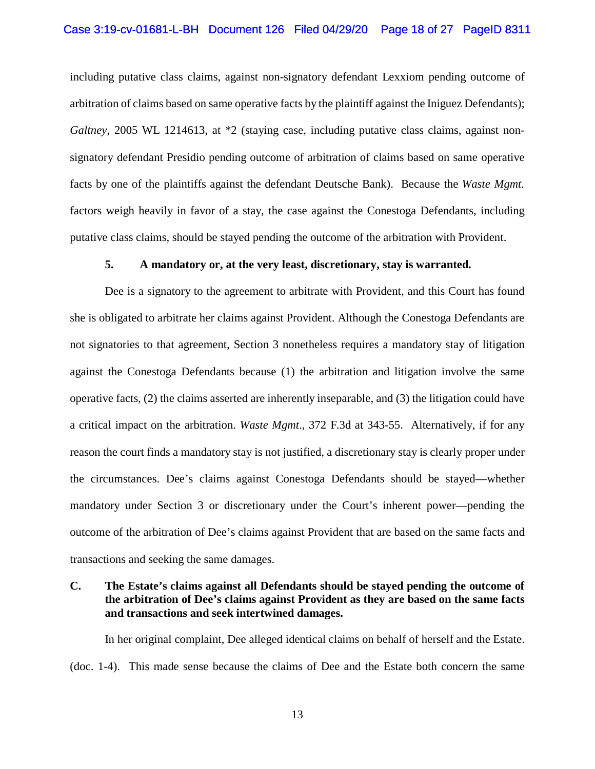including putative class claims, against non-signatory defendant Lexxiom pending outcome of arbitration of claims based on same operative facts by the plaintiff against the Iniguez Defendants); *Galtney*, 2005 WL 1214613, at *2 (staying case, including putative class claims, against non-signatory defendant Presidio pending outcome of arbitration of claims based on same operative facts by one of the plaintiffs against the defendant Deutsche Bank). Because the *Waste Mgmt.* factors weigh heavily in favor of a stay, the case against the Conestoga Defendants, including putative class claims, should be stayed pending the outcome of the arbitration with Provident.

**5. A mandatory or, at the very least, discretionary, stay is warranted.**

Dee is a signatory to the agreement to arbitrate with Provident, and this Court has found she is obligated to arbitrate her claims against Provident. Although the Conestoga Defendants are not signatories to that agreement, Section 3 nonetheless requires a mandatory stay of litigation against the Conestoga Defendants because (1) the arbitration and litigation involve the same operative facts, (2) the claims asserted are inherently inseparable, and (3) the litigation could have a critical impact on the arbitration. *Waste Mgmt*., 372 F.3d at 343-55. Alternatively, if for any reason the court finds a mandatory stay is not justified, a discretionary stay is clearly proper under the circumstances. Dee's claims against Conestoga Defendants should be stayed—whether mandatory under Section 3 or discretionary under the Court's inherent power—pending the outcome of the arbitration of Dee's claims against Provident that are based on the same facts and transactions and seeking the same damages.

### C. The Estate's claims against all Defendants should be stayed pending the outcome of the arbitration of Dee's claims against Provident as they are based on the same facts and transactions and seek intertwined damages.

In her original complaint, Dee alleged identical claims on behalf of herself and the Estate. (doc. 1-4). This made sense because the claims of Dee and the Estate both concern the same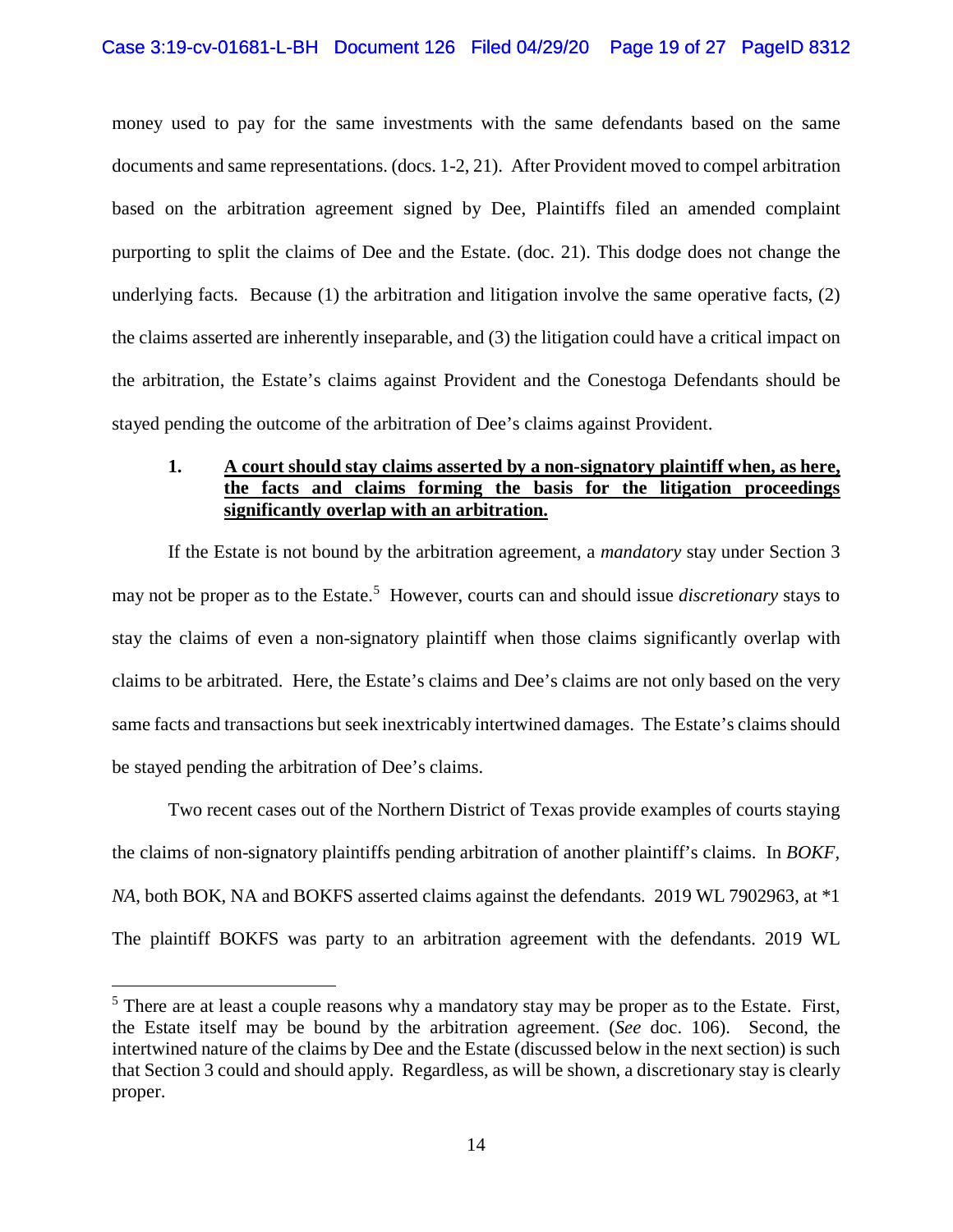money used to pay for the same investments with the same defendants based on the same documents and same representations. (docs. 1-2, 21). After Provident moved to compel arbitration based on the arbitration agreement signed by Dee, Plaintiffs filed an amended complaint purporting to split the claims of Dee and the Estate. (doc. 21). This dodge does not change the underlying facts. Because (1) the arbitration and litigation involve the same operative facts, (2) the claims asserted are inherently inseparable, and (3) the litigation could have a critical impact on the arbitration, the Estate's claims against Provident and the Conestoga Defendants should be stayed pending the outcome of the arbitration of Dee's claims against Provident.

**1. <u>A court should stay claims asserted by a non-signatory plaintiff when, as here, the facts and claims forming the basis for the litigation proceedings significantly overlap with an arbitration.</u>**

If the Estate is not bound by the arbitration agreement, a *mandatory* stay under Section 3 may not be proper as to the Estate.[5] However, courts can and should issue *discretionary* stays to stay the claims of even a non-signatory plaintiff when those claims significantly overlap with claims to be arbitrated. Here, the Estate's claims and Dee's claims are not only based on the very same facts and transactions but seek inextricably intertwined damages. The Estate's claims should be stayed pending the arbitration of Dee's claims.

Two recent cases out of the Northern District of Texas provide examples of courts staying the claims of non-signatory plaintiffs pending arbitration of another plaintiff's claims. In *BOKF, NA*, both BOK, NA and BOKFS asserted claims against the defendants. 2019 WL 7902963, at *1 The plaintiff BOKFS was party to an arbitration agreement with the defendants. 2019 WL

---

[5] There are at least a couple reasons why a mandatory stay may be proper as to the Estate. First, the Estate itself may be bound by the arbitration agreement. (*See* doc. 106). Second, the intertwined nature of the claims by Dee and the Estate (discussed below in the next section) is such that Section 3 could and should apply. Regardless, as will be shown, a discretionary stay is clearly proper.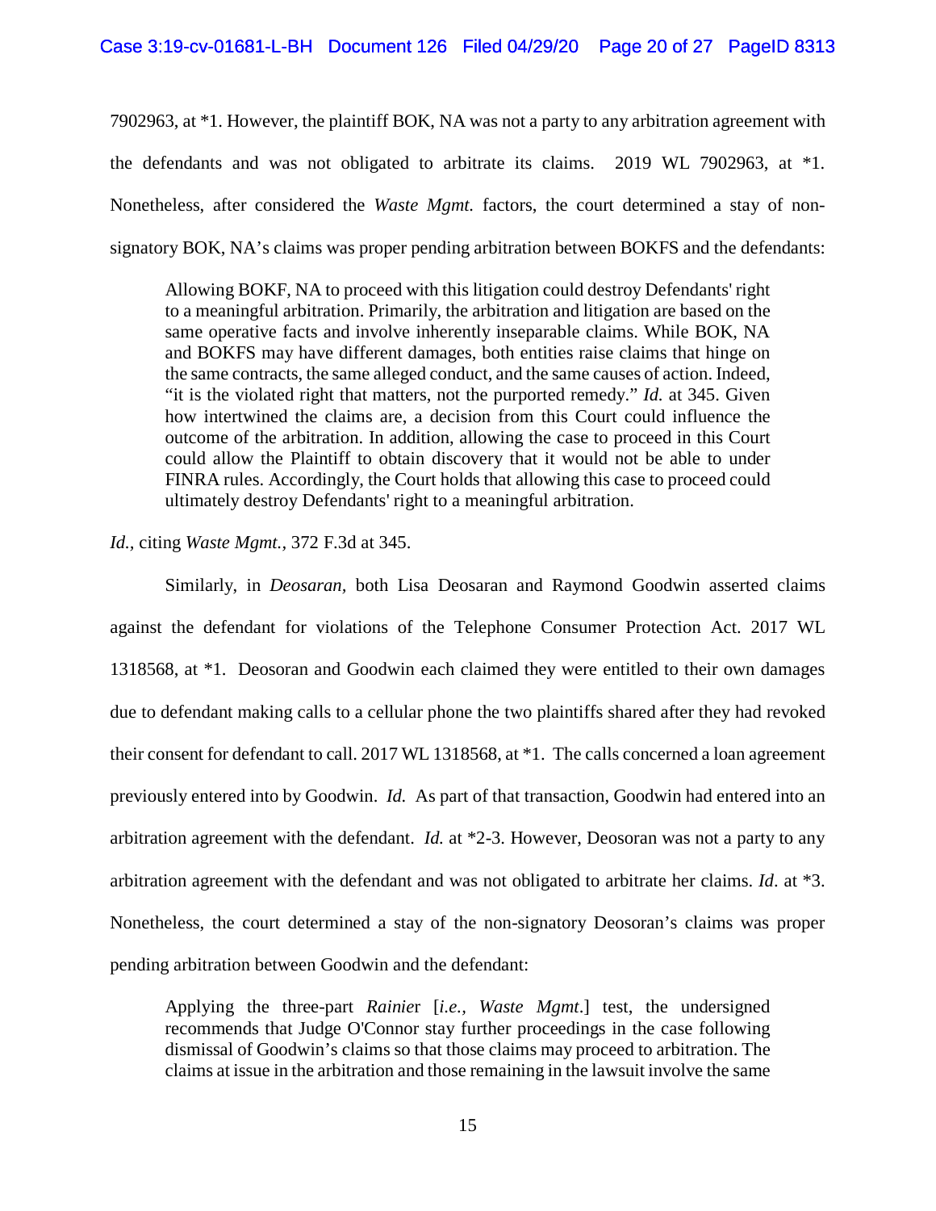7902963, at *1. However, the plaintiff BOK, NA was not a party to any arbitration agreement with the defendants and was not obligated to arbitrate its claims. 2019 WL 7902963, at *1. Nonetheless, after considered the *Waste Mgmt.* factors, the court determined a stay of non-signatory BOK, NA's claims was proper pending arbitration between BOKFS and the defendants:

> Allowing BOKF, NA to proceed with this litigation could destroy Defendants' right to a meaningful arbitration. Primarily, the arbitration and litigation are based on the same operative facts and involve inherently inseparable claims. While BOK, NA and BOKFS may have different damages, both entities raise claims that hinge on the same contracts, the same alleged conduct, and the same causes of action. Indeed, "it is the violated right that matters, not the purported remedy." *Id.* at 345. Given how intertwined the claims are, a decision from this Court could influence the outcome of the arbitration. In addition, allowing the case to proceed in this Court could allow the Plaintiff to obtain discovery that it would not be able to under FINRA rules. Accordingly, the Court holds that allowing this case to proceed could ultimately destroy Defendants' right to a meaningful arbitration.

*Id.*, citing *Waste Mgmt.*, 372 F.3d at 345.

Similarly, in *Deosaran*, both Lisa Deosaran and Raymond Goodwin asserted claims against the defendant for violations of the Telephone Consumer Protection Act. 2017 WL 1318568, at *1. Deosoran and Goodwin each claimed they were entitled to their own damages due to defendant making calls to a cellular phone the two plaintiffs shared after they had revoked their consent for defendant to call. 2017 WL 1318568, at *1. The calls concerned a loan agreement previously entered into by Goodwin. *Id.* As part of that transaction, Goodwin had entered into an arbitration agreement with the defendant. *Id.* at *2-3. However, Deosoran was not a party to any arbitration agreement with the defendant and was not obligated to arbitrate her claims. *Id*. at *3. Nonetheless, the court determined a stay of the non-signatory Deosoran's claims was proper pending arbitration between Goodwin and the defendant:

> Applying the three-part *Rainie*r [*i.e.*, *Waste Mgmt*.] test, the undersigned recommends that Judge O'Connor stay further proceedings in the case following dismissal of Goodwin's claims so that those claims may proceed to arbitration. The claims at issue in the arbitration and those remaining in the lawsuit involve the same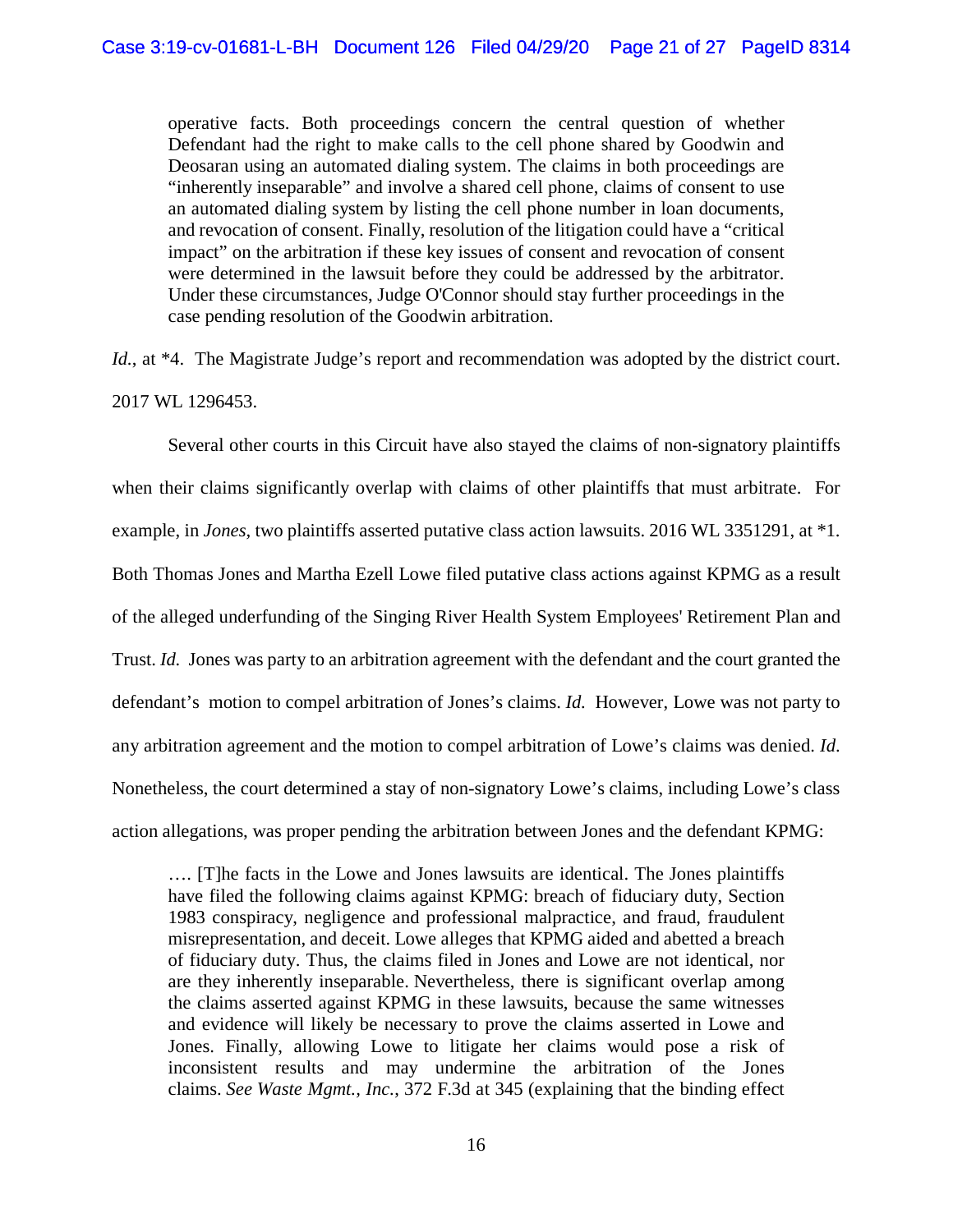> operative facts. Both proceedings concern the central question of whether Defendant had the right to make calls to the cell phone shared by Goodwin and Deosaran using an automated dialing system. The claims in both proceedings are "inherently inseparable" and involve a shared cell phone, claims of consent to use an automated dialing system by listing the cell phone number in loan documents, and revocation of consent. Finally, resolution of the litigation could have a "critical impact" on the arbitration if these key issues of consent and revocation of consent were determined in the lawsuit before they could be addressed by the arbitrator. Under these circumstances, Judge O'Connor should stay further proceedings in the case pending resolution of the Goodwin arbitration.

*Id.*, at *4. The Magistrate Judge's report and recommendation was adopted by the district court. 2017 WL 1296453.

Several other courts in this Circuit have also stayed the claims of non-signatory plaintiffs when their claims significantly overlap with claims of other plaintiffs that must arbitrate. For example, in *Jones*, two plaintiffs asserted putative class action lawsuits. 2016 WL 3351291, at *1. Both Thomas Jones and Martha Ezell Lowe filed putative class actions against KPMG as a result of the alleged underfunding of the Singing River Health System Employees' Retirement Plan and Trust. *Id.* Jones was party to an arbitration agreement with the defendant and the court granted the defendant's motion to compel arbitration of Jones's claims. *Id.* However, Lowe was not party to any arbitration agreement and the motion to compel arbitration of Lowe's claims was denied. *Id*. Nonetheless, the court determined a stay of non-signatory Lowe's claims, including Lowe's class action allegations, was proper pending the arbitration between Jones and the defendant KPMG:

> …. [T]he facts in the Lowe and Jones lawsuits are identical. The Jones plaintiffs have filed the following claims against KPMG: breach of fiduciary duty, Section 1983 conspiracy, negligence and professional malpractice, and fraud, fraudulent misrepresentation, and deceit. Lowe alleges that KPMG aided and abetted a breach of fiduciary duty. Thus, the claims filed in Jones and Lowe are not identical, nor are they inherently inseparable. Nevertheless, there is significant overlap among the claims asserted against KPMG in these lawsuits, because the same witnesses and evidence will likely be necessary to prove the claims asserted in Lowe and Jones. Finally, allowing Lowe to litigate her claims would pose a risk of inconsistent results and may undermine the arbitration of the Jones claims. *See Waste Mgmt., Inc.*, 372 F.3d at 345 (explaining that the binding effect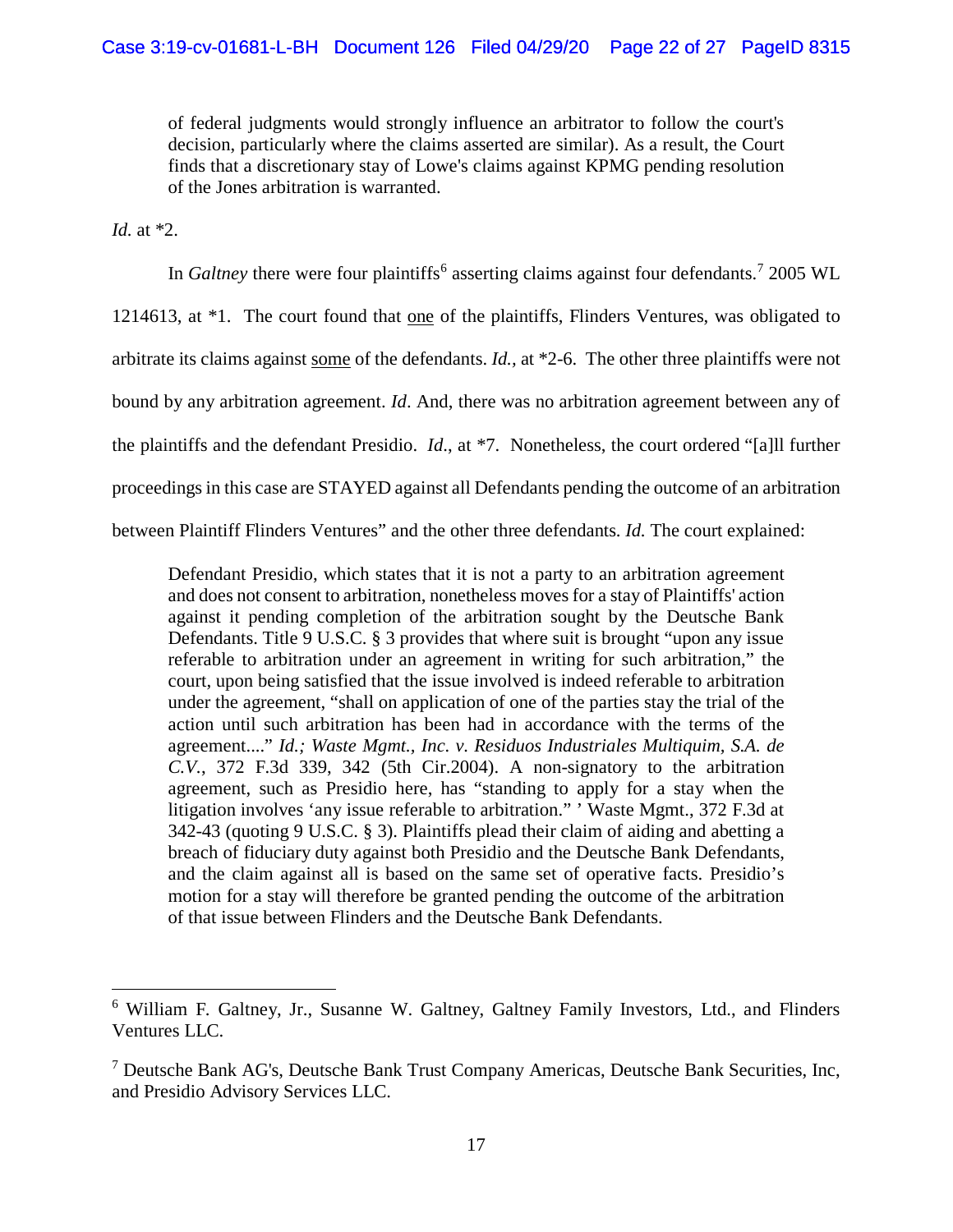> of federal judgments would strongly influence an arbitrator to follow the court's decision, particularly where the claims asserted are similar). As a result, the Court finds that a discretionary stay of Lowe's claims against KPMG pending resolution of the Jones arbitration is warranted.

*Id.* at *2.

In *Galtney* there were four plaintiffs[6] asserting claims against four defendants.[7] 2005 WL 1214613, at *1. The court found that one of the plaintiffs, Flinders Ventures, was obligated to arbitrate its claims against some of the defendants. *Id.*, at *2-6. The other three plaintiffs were not bound by any arbitration agreement. *Id*. And, there was no arbitration agreement between any of the plaintiffs and the defendant Presidio. *Id*., at *7. Nonetheless, the court ordered "[a]ll further proceedings in this case are STAYED against all Defendants pending the outcome of an arbitration between Plaintiff Flinders Ventures" and the other three defendants. *Id.* The court explained:

> Defendant Presidio, which states that it is not a party to an arbitration agreement and does not consent to arbitration, nonetheless moves for a stay of Plaintiffs' action against it pending completion of the arbitration sought by the Deutsche Bank Defendants. Title 9 U.S.C. § 3 provides that where suit is brought "upon any issue referable to arbitration under an agreement in writing for such arbitration," the court, upon being satisfied that the issue involved is indeed referable to arbitration under the agreement, "shall on application of one of the parties stay the trial of the action until such arbitration has been had in accordance with the terms of the agreement...." *Id.; Waste Mgmt., Inc. v. Residuos Industriales Multiquim, S.A. de C.V.*, 372 F.3d 339, 342 (5th Cir.2004). A non-signatory to the arbitration agreement, such as Presidio here, has "standing to apply for a stay when the litigation involves 'any issue referable to arbitration." ' Waste Mgmt., 372 F.3d at 342-43 (quoting 9 U.S.C. § 3). Plaintiffs plead their claim of aiding and abetting a breach of fiduciary duty against both Presidio and the Deutsche Bank Defendants, and the claim against all is based on the same set of operative facts. Presidio's motion for a stay will therefore be granted pending the outcome of the arbitration of that issue between Flinders and the Deutsche Bank Defendants.

---

[6] William F. Galtney, Jr., Susanne W. Galtney, Galtney Family Investors, Ltd., and Flinders Ventures LLC.

[7] Deutsche Bank AG's, Deutsche Bank Trust Company Americas, Deutsche Bank Securities, Inc, and Presidio Advisory Services LLC.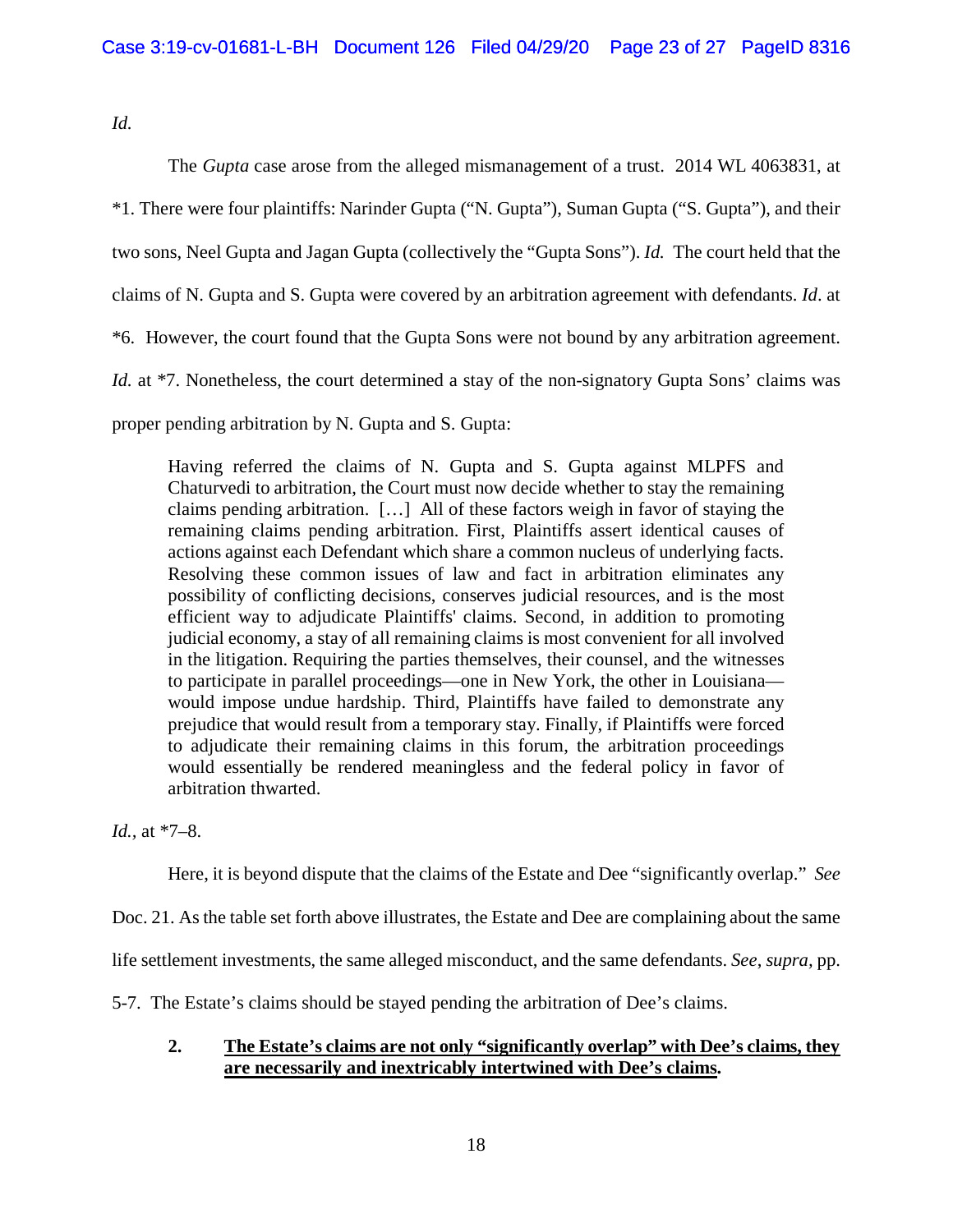*Id.*

The *Gupta* case arose from the alleged mismanagement of a trust. 2014 WL 4063831, at *1. There were four plaintiffs: Narinder Gupta ("N. Gupta"), Suman Gupta ("S. Gupta"), and their two sons, Neel Gupta and Jagan Gupta (collectively the "Gupta Sons"). *Id.* The court held that the claims of N. Gupta and S. Gupta were covered by an arbitration agreement with defendants. *Id*. at *6. However, the court found that the Gupta Sons were not bound by any arbitration agreement. *Id.* at *7. Nonetheless, the court determined a stay of the non-signatory Gupta Sons' claims was proper pending arbitration by N. Gupta and S. Gupta:

> Having referred the claims of N. Gupta and S. Gupta against MLPFS and Chaturvedi to arbitration, the Court must now decide whether to stay the remaining claims pending arbitration. […] All of these factors weigh in favor of staying the remaining claims pending arbitration. First, Plaintiffs assert identical causes of actions against each Defendant which share a common nucleus of underlying facts. Resolving these common issues of law and fact in arbitration eliminates any possibility of conflicting decisions, conserves judicial resources, and is the most efficient way to adjudicate Plaintiffs' claims. Second, in addition to promoting judicial economy, a stay of all remaining claims is most convenient for all involved in the litigation. Requiring the parties themselves, their counsel, and the witnesses to participate in parallel proceedings—one in New York, the other in Louisiana—would impose undue hardship. Third, Plaintiffs have failed to demonstrate any prejudice that would result from a temporary stay. Finally, if Plaintiffs were forced to adjudicate their remaining claims in this forum, the arbitration proceedings would essentially be rendered meaningless and the federal policy in favor of arbitration thwarted.

*Id.*, at *7–8.

Here, it is beyond dispute that the claims of the Estate and Dee "significantly overlap." *See* Doc. 21. As the table set forth above illustrates, the Estate and Dee are complaining about the same life settlement investments, the same alleged misconduct, and the same defendants. *See, supra,* pp. 5-7. The Estate's claims should be stayed pending the arbitration of Dee's claims.

**2. <u>The Estate's claims are not only "significantly overlap" with Dee's claims, they are necessarily and inextricably intertwined with Dee's claims</u>.**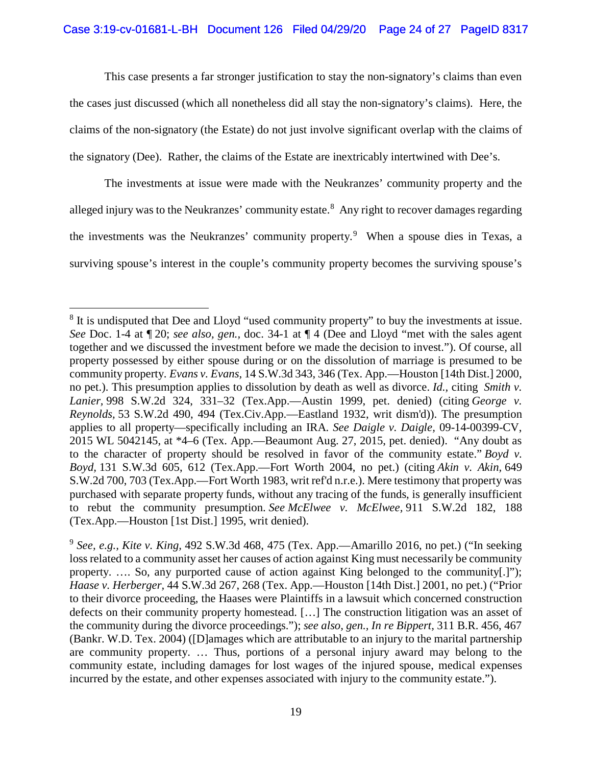This case presents a far stronger justification to stay the non-signatory's claims than even the cases just discussed (which all nonetheless did all stay the non-signatory's claims). Here, the claims of the non-signatory (the Estate) do not just involve significant overlap with the claims of the signatory (Dee). Rather, the claims of the Estate are inextricably intertwined with Dee's.

The investments at issue were made with the Neukranzes' community property and the alleged injury was to the Neukranzes' community estate.[8] Any right to recover damages regarding the investments was the Neukranzes' community property.[9] When a spouse dies in Texas, a surviving spouse's interest in the couple's community property becomes the surviving spouse's

---

[8] It is undisputed that Dee and Lloyd "used community property" to buy the investments at issue. *See* Doc. 1-4 at ¶ 20; *see also, gen.,* doc. 34-1 at ¶ 4 (Dee and Lloyd "met with the sales agent together and we discussed the investment before we made the decision to invest."). Of course, all property possessed by either spouse during or on the dissolution of marriage is presumed to be community property. *Evans v. Evans,* 14 S.W.3d 343, 346 (Tex. App.—Houston [14th Dist.] 2000, no pet.). This presumption applies to dissolution by death as well as divorce. *Id.,* citing *Smith v. Lanier,* 998 S.W.2d 324, 331–32 (Tex.App.—Austin 1999, pet. denied) (citing *George v. Reynolds,* 53 S.W.2d 490, 494 (Tex.Civ.App.—Eastland 1932, writ dism'd)). The presumption applies to all property—specifically including an IRA. *See Daigle v. Daigle,* 09-14-00399-CV, 2015 WL 5042145, at *4–6 (Tex. App.—Beaumont Aug. 27, 2015, pet. denied). "Any doubt as to the character of property should be resolved in favor of the community estate." *Boyd v. Boyd*, 131 S.W.3d 605, 612 (Tex.App.—Fort Worth 2004, no pet.) (citing *Akin v. Akin,* 649 S.W.2d 700, 703 (Tex.App.—Fort Worth 1983, writ ref'd n.r.e.). Mere testimony that property was purchased with separate property funds, without any tracing of the funds, is generally insufficient to rebut the community presumption. *See McElwee v. McElwee,* 911 S.W.2d 182, 188 (Tex.App.—Houston [1st Dist.] 1995, writ denied).

[9] *See, e.g., Kite v. King,* 492 S.W.3d 468, 475 (Tex. App.—Amarillo 2016, no pet.) ("In seeking loss related to a community asset her causes of action against King must necessarily be community property. …. So, any purported cause of action against King belonged to the community[.]"); *Haase v. Herberger,* 44 S.W.3d 267, 268 (Tex. App.—Houston [14th Dist.] 2001, no pet.) ("Prior to their divorce proceeding, the Haases were Plaintiffs in a lawsuit which concerned construction defects on their community property homestead. […] The construction litigation was an asset of the community during the divorce proceedings."); *see also, gen., In re Bippert,* 311 B.R. 456, 467 (Bankr. W.D. Tex. 2004) ([D]amages which are attributable to an injury to the marital partnership are community property. … Thus, portions of a personal injury award may belong to the community estate, including damages for lost wages of the injured spouse, medical expenses incurred by the estate, and other expenses associated with injury to the community estate.").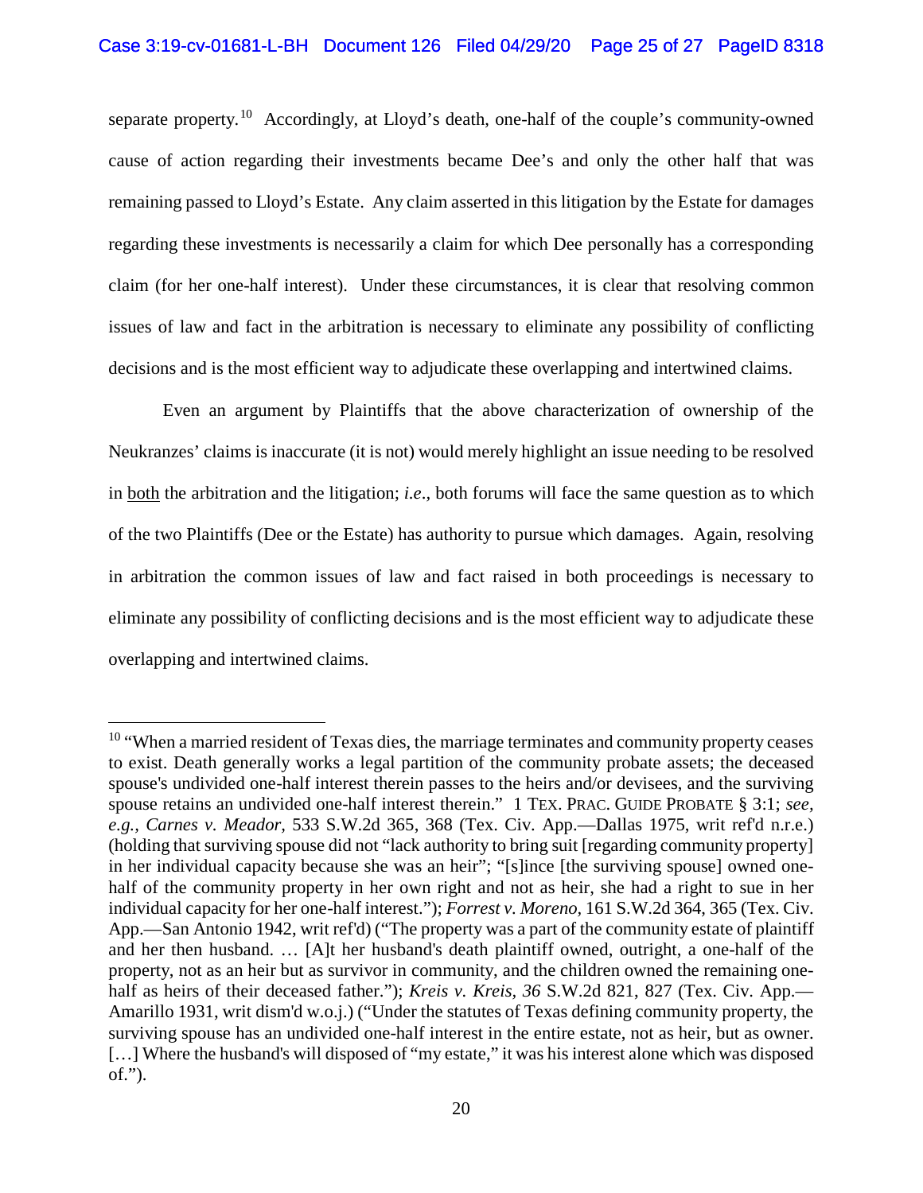separate property.[10] Accordingly, at Lloyd's death, one-half of the couple's community-owned cause of action regarding their investments became Dee's and only the other half that was remaining passed to Lloyd's Estate. Any claim asserted in this litigation by the Estate for damages regarding these investments is necessarily a claim for which Dee personally has a corresponding claim (for her one-half interest). Under these circumstances, it is clear that resolving common issues of law and fact in the arbitration is necessary to eliminate any possibility of conflicting decisions and is the most efficient way to adjudicate these overlapping and intertwined claims.

Even an argument by Plaintiffs that the above characterization of ownership of the Neukranzes' claims is inaccurate (it is not) would merely highlight an issue needing to be resolved in both the arbitration and the litigation; *i.e*., both forums will face the same question as to which of the two Plaintiffs (Dee or the Estate) has authority to pursue which damages. Again, resolving in arbitration the common issues of law and fact raised in both proceedings is necessary to eliminate any possibility of conflicting decisions and is the most efficient way to adjudicate these overlapping and intertwined claims.

---

[10] "When a married resident of Texas dies, the marriage terminates and community property ceases to exist. Death generally works a legal partition of the community probate assets; the deceased spouse's undivided one-half interest therein passes to the heirs and/or devisees, and the surviving spouse retains an undivided one-half interest therein." 1 TEX. PRAC. GUIDE PROBATE § 3:1; *see, e.g., Carnes v. Meador*, 533 S.W.2d 365, 368 (Tex. Civ. App.—Dallas 1975, writ ref'd n.r.e.) (holding that surviving spouse did not "lack authority to bring suit [regarding community property] in her individual capacity because she was an heir"; "[s]ince [the surviving spouse] owned one-half of the community property in her own right and not as heir, she had a right to sue in her individual capacity for her one-half interest."); *Forrest v. Moreno*, 161 S.W.2d 364, 365 (Tex. Civ. App.—San Antonio 1942, writ ref'd) ("The property was a part of the community estate of plaintiff and her then husband. … [A]t her husband's death plaintiff owned, outright, a one-half of the property, not as an heir but as survivor in community, and the children owned the remaining one-half as heirs of their deceased father."); *Kreis v. Kreis*, *36* S.W.2d 821, 827 (Tex. Civ. App.—Amarillo 1931, writ dism'd w.o.j.) ("Under the statutes of Texas defining community property, the surviving spouse has an undivided one-half interest in the entire estate, not as heir, but as owner. […] Where the husband's will disposed of "my estate," it was his interest alone which was disposed of.").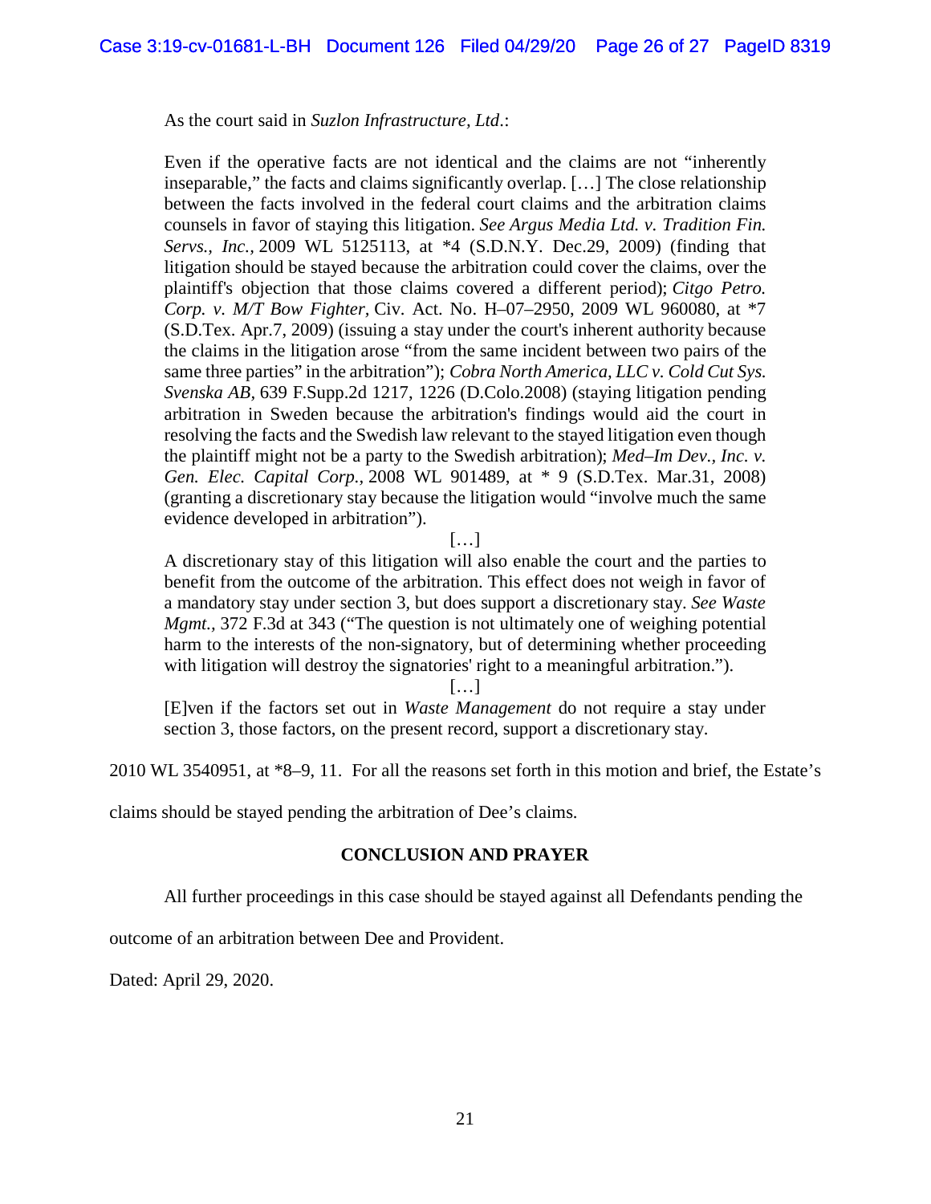As the court said in *Suzlon Infrastructure, Ltd*.:

> Even if the operative facts are not identical and the claims are not "inherently inseparable," the facts and claims significantly overlap. […] The close relationship between the facts involved in the federal court claims and the arbitration claims counsels in favor of staying this litigation. *See Argus Media Ltd. v. Tradition Fin. Servs., Inc.*, 2009 WL 5125113, at *4 (S.D.N.Y. Dec.29, 2009) (finding that litigation should be stayed because the arbitration could cover the claims, over the plaintiff's objection that those claims covered a different period); *Citgo Petro. Corp. v. M/T Bow Fighter*, Civ. Act. No. H–07–2950, 2009 WL 960080, at *7 (S.D.Tex. Apr.7, 2009) (issuing a stay under the court's inherent authority because the claims in the litigation arose "from the same incident between two pairs of the same three parties" in the arbitration"); *Cobra North America, LLC v. Cold Cut Sys. Svenska AB*, 639 F.Supp.2d 1217, 1226 (D.Colo.2008) (staying litigation pending arbitration in Sweden because the arbitration's findings would aid the court in resolving the facts and the Swedish law relevant to the stayed litigation even though the plaintiff might not be a party to the Swedish arbitration); *Med–Im Dev., Inc. v. Gen. Elec. Capital Corp.*, 2008 WL 901489, at * 9 (S.D.Tex. Mar.31, 2008) (granting a discretionary stay because the litigation would "involve much the same evidence developed in arbitration").
>
> […]
>
> A discretionary stay of this litigation will also enable the court and the parties to benefit from the outcome of the arbitration. This effect does not weigh in favor of a mandatory stay under section 3, but does support a discretionary stay. *See Waste Mgmt.*, 372 F.3d at 343 ("The question is not ultimately one of weighing potential harm to the interests of the non-signatory, but of determining whether proceeding with litigation will destroy the signatories' right to a meaningful arbitration.").
>
> […]
>
> [E]ven if the factors set out in *Waste Management* do not require a stay under section 3, those factors, on the present record, support a discretionary stay.

2010 WL 3540951, at *8–9, 11. For all the reasons set forth in this motion and brief, the Estate's claims should be stayed pending the arbitration of Dee's claims.

## CONCLUSION AND PRAYER

All further proceedings in this case should be stayed against all Defendants pending the outcome of an arbitration between Dee and Provident.

Dated: April 29, 2020.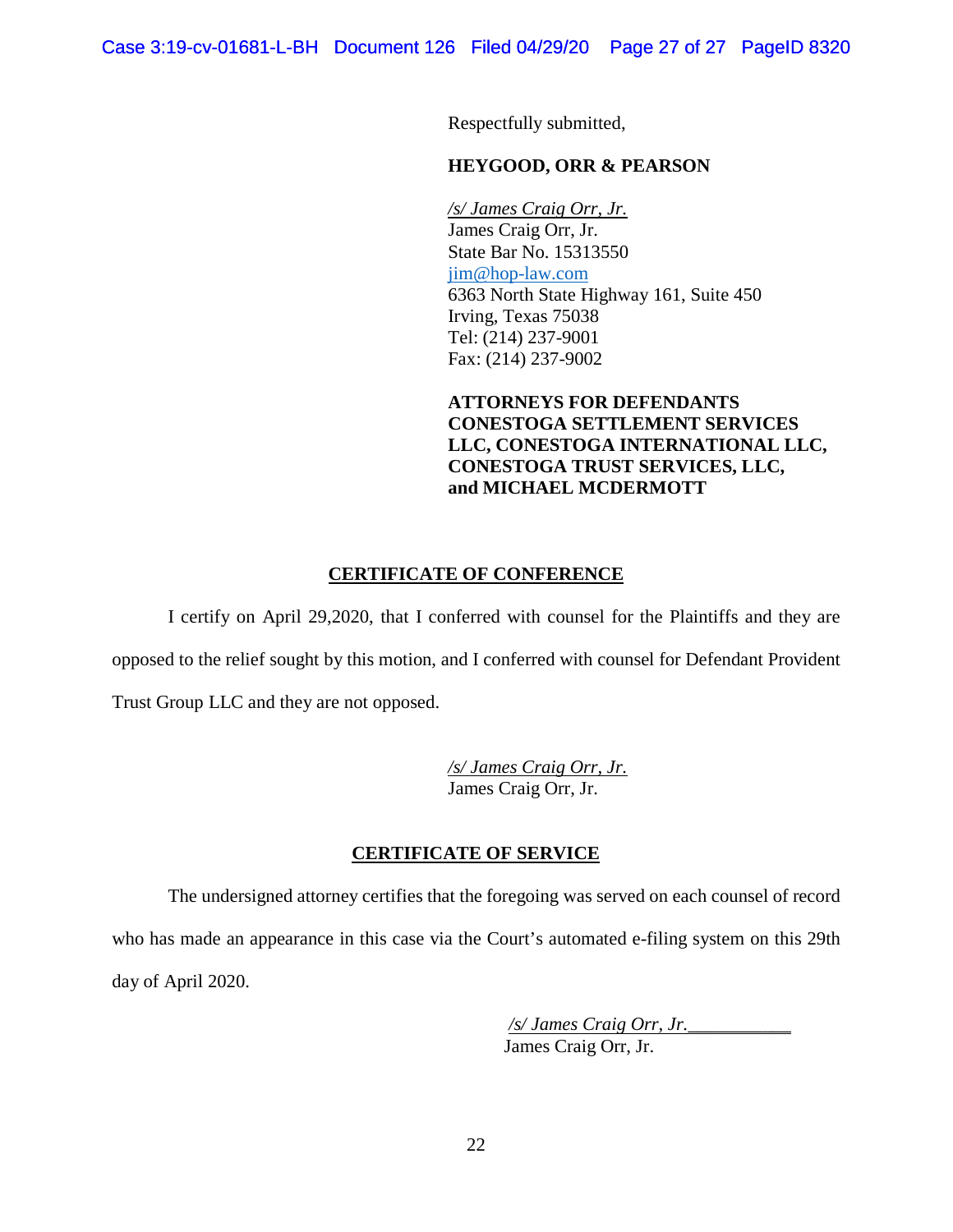Respectfully submitted,

**HEYGOOD, ORR & PEARSON**

*/s/ James Craig Orr, Jr.*
James Craig Orr, Jr.
State Bar No. 15313550
jim@hop-law.com
6363 North State Highway 161, Suite 450
Irving, Texas 75038
Tel: (214) 237-9001
Fax: (214) 237-9002

**ATTORNEYS FOR DEFENDANTS CONESTOGA SETTLEMENT SERVICES LLC, CONESTOGA INTERNATIONAL LLC, CONESTOGA TRUST SERVICES, LLC, and MICHAEL MCDERMOTT**

## CERTIFICATE OF CONFERENCE

I certify on April 29,2020, that I conferred with counsel for the Plaintiffs and they are opposed to the relief sought by this motion, and I conferred with counsel for Defendant Provident Trust Group LLC and they are not opposed.

*/s/ James Craig Orr, Jr.*
James Craig Orr, Jr.

## CERTIFICATE OF SERVICE

The undersigned attorney certifies that the foregoing was served on each counsel of record who has made an appearance in this case via the Court's automated e-filing system on this 29th day of April 2020.

*/s/ James Craig Orr, Jr.*___________
James Craig Orr, Jr.